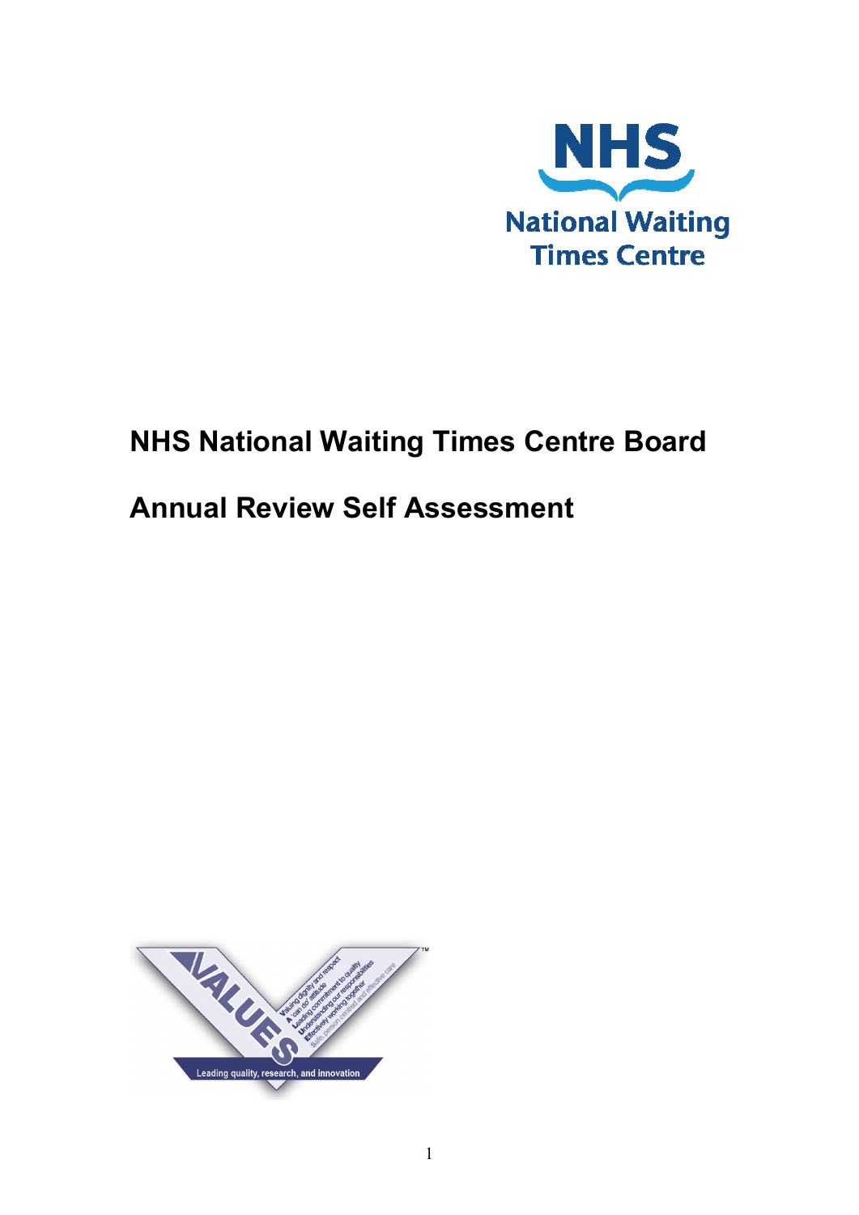NHS
National Waiting Times Centre

# NHS National Waiting Times Centre Board

# Annual Review Self Assessment

VALUES

Valuing dignity and respect
A 'can do' attitude
Leading commitment to quality
Understanding our responsibilities
Effectively working together
Safe, person centred and effective care

Leading quality, research, and innovation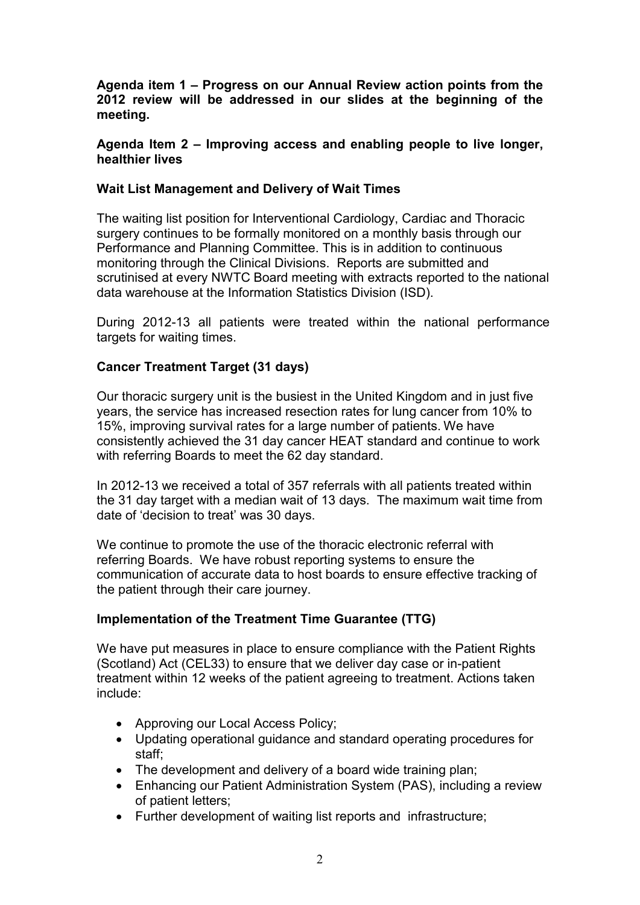**Agenda item 1 – Progress on our Annual Review action points from the 2012 review will be addressed in our slides at the beginning of the meeting.**

**Agenda Item 2 – Improving access and enabling people to live longer, healthier lives**

**Wait List Management and Delivery of Wait Times**

The waiting list position for Interventional Cardiology, Cardiac and Thoracic surgery continues to be formally monitored on a monthly basis through our Performance and Planning Committee. This is in addition to continuous monitoring through the Clinical Divisions. Reports are submitted and scrutinised at every NWTC Board meeting with extracts reported to the national data warehouse at the Information Statistics Division (ISD).

During 2012-13 all patients were treated within the national performance targets for waiting times.

**Cancer Treatment Target (31 days)**

Our thoracic surgery unit is the busiest in the United Kingdom and in just five years, the service has increased resection rates for lung cancer from 10% to 15%, improving survival rates for a large number of patients. We have consistently achieved the 31 day cancer HEAT standard and continue to work with referring Boards to meet the 62 day standard.

In 2012-13 we received a total of 357 referrals with all patients treated within the 31 day target with a median wait of 13 days. The maximum wait time from date of 'decision to treat' was 30 days.

We continue to promote the use of the thoracic electronic referral with referring Boards. We have robust reporting systems to ensure the communication of accurate data to host boards to ensure effective tracking of the patient through their care journey.

**Implementation of the Treatment Time Guarantee (TTG)**

We have put measures in place to ensure compliance with the Patient Rights (Scotland) Act (CEL33) to ensure that we deliver day case or in-patient treatment within 12 weeks of the patient agreeing to treatment. Actions taken include:

- Approving our Local Access Policy;
- Updating operational guidance and standard operating procedures for staff;
- The development and delivery of a board wide training plan;
- Enhancing our Patient Administration System (PAS), including a review of patient letters;
- Further development of waiting list reports and infrastructure;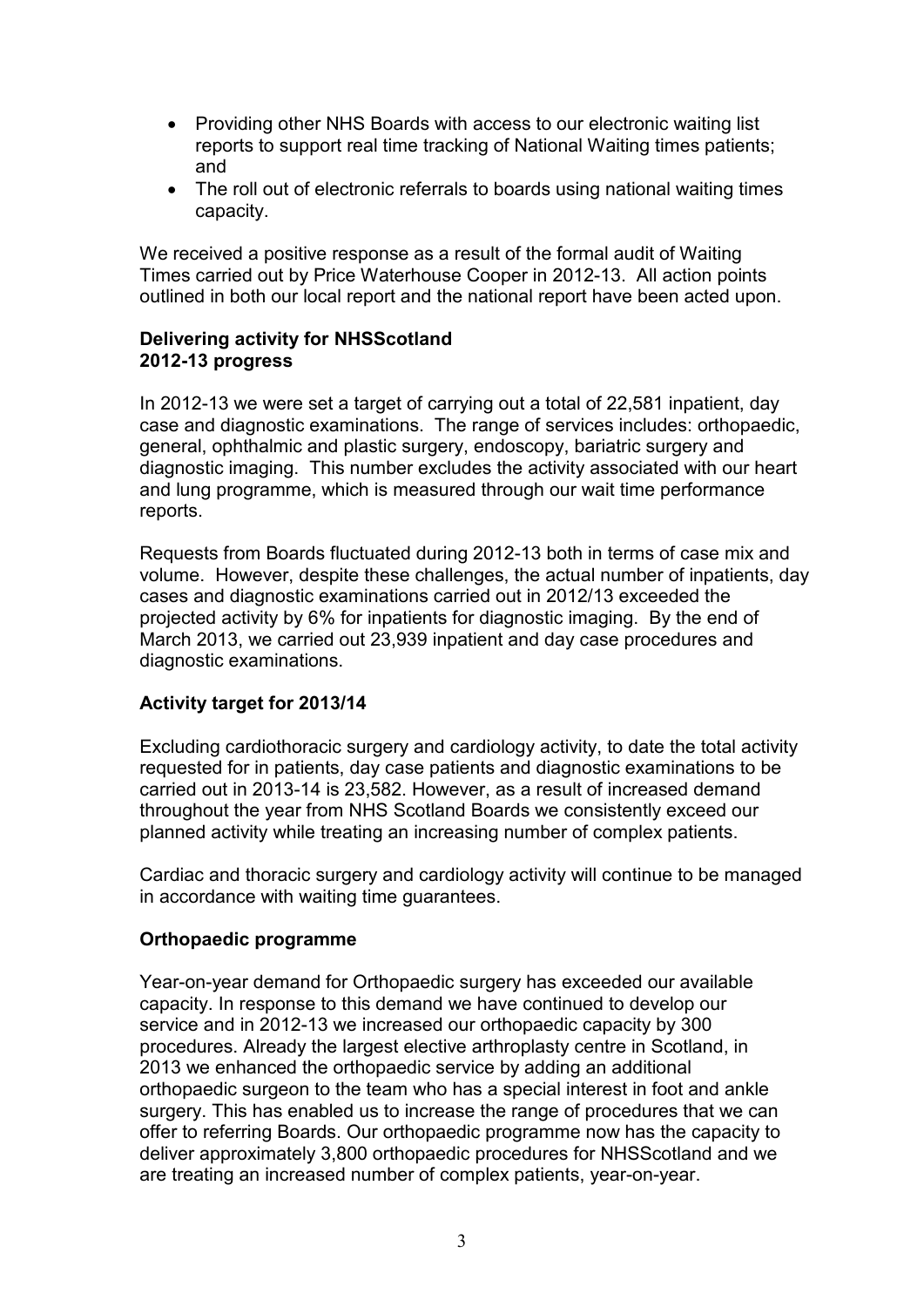- Providing other NHS Boards with access to our electronic waiting list reports to support real time tracking of National Waiting times patients; and
- The roll out of electronic referrals to boards using national waiting times capacity.

We received a positive response as a result of the formal audit of Waiting Times carried out by Price Waterhouse Cooper in 2012-13. All action points outlined in both our local report and the national report have been acted upon.

**Delivering activity for NHSScotland**
**2012-13 progress**

In 2012-13 we were set a target of carrying out a total of 22,581 inpatient, day case and diagnostic examinations. The range of services includes: orthopaedic, general, ophthalmic and plastic surgery, endoscopy, bariatric surgery and diagnostic imaging. This number excludes the activity associated with our heart and lung programme, which is measured through our wait time performance reports.

Requests from Boards fluctuated during 2012-13 both in terms of case mix and volume. However, despite these challenges, the actual number of inpatients, day cases and diagnostic examinations carried out in 2012/13 exceeded the projected activity by 6% for inpatients for diagnostic imaging. By the end of March 2013, we carried out 23,939 inpatient and day case procedures and diagnostic examinations.

**Activity target for 2013/14**

Excluding cardiothoracic surgery and cardiology activity, to date the total activity requested for in patients, day case patients and diagnostic examinations to be carried out in 2013-14 is 23,582. However, as a result of increased demand throughout the year from NHS Scotland Boards we consistently exceed our planned activity while treating an increasing number of complex patients.

Cardiac and thoracic surgery and cardiology activity will continue to be managed in accordance with waiting time guarantees.

**Orthopaedic programme**

Year-on-year demand for Orthopaedic surgery has exceeded our available capacity. In response to this demand we have continued to develop our service and in 2012-13 we increased our orthopaedic capacity by 300 procedures. Already the largest elective arthroplasty centre in Scotland, in 2013 we enhanced the orthopaedic service by adding an additional orthopaedic surgeon to the team who has a special interest in foot and ankle surgery. This has enabled us to increase the range of procedures that we can offer to referring Boards. Our orthopaedic programme now has the capacity to deliver approximately 3,800 orthopaedic procedures for NHSScotland and we are treating an increased number of complex patients, year-on-year.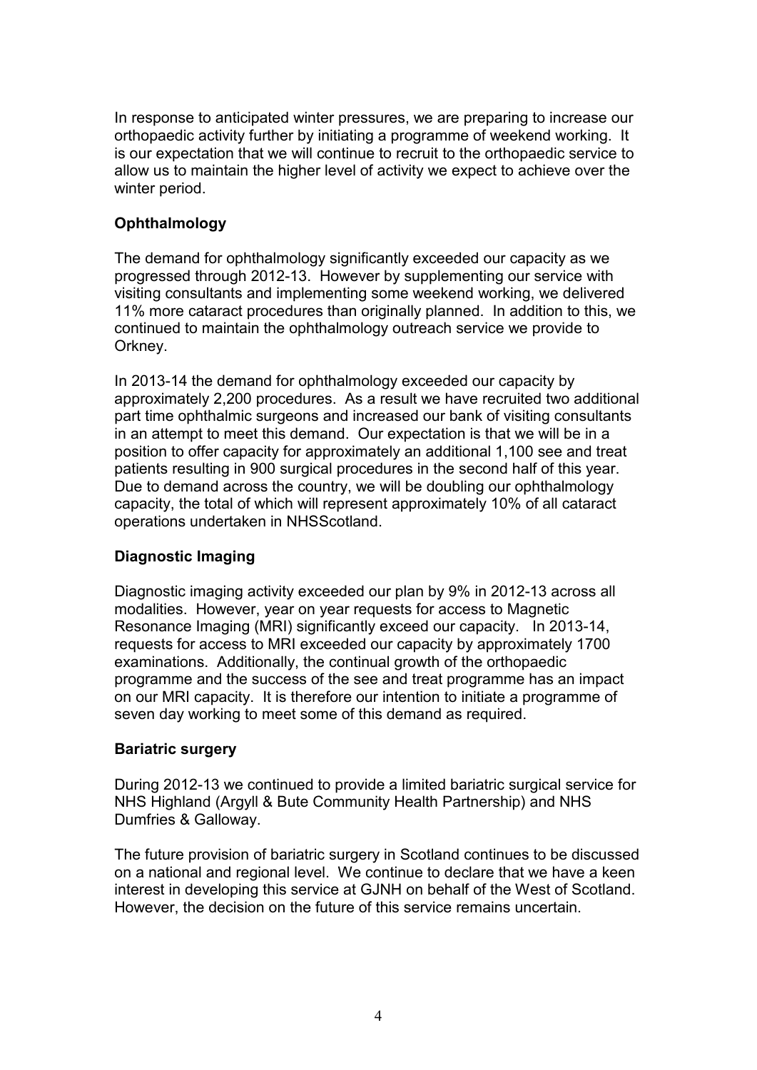In response to anticipated winter pressures, we are preparing to increase our orthopaedic activity further by initiating a programme of weekend working. It is our expectation that we will continue to recruit to the orthopaedic service to allow us to maintain the higher level of activity we expect to achieve over the winter period.

**Ophthalmology**

The demand for ophthalmology significantly exceeded our capacity as we progressed through 2012-13. However by supplementing our service with visiting consultants and implementing some weekend working, we delivered 11% more cataract procedures than originally planned. In addition to this, we continued to maintain the ophthalmology outreach service we provide to Orkney.

In 2013-14 the demand for ophthalmology exceeded our capacity by approximately 2,200 procedures. As a result we have recruited two additional part time ophthalmic surgeons and increased our bank of visiting consultants in an attempt to meet this demand. Our expectation is that we will be in a position to offer capacity for approximately an additional 1,100 see and treat patients resulting in 900 surgical procedures in the second half of this year. Due to demand across the country, we will be doubling our ophthalmology capacity, the total of which will represent approximately 10% of all cataract operations undertaken in NHSScotland.

**Diagnostic Imaging**

Diagnostic imaging activity exceeded our plan by 9% in 2012-13 across all modalities. However, year on year requests for access to Magnetic Resonance Imaging (MRI) significantly exceed our capacity. In 2013-14, requests for access to MRI exceeded our capacity by approximately 1700 examinations. Additionally, the continual growth of the orthopaedic programme and the success of the see and treat programme has an impact on our MRI capacity. It is therefore our intention to initiate a programme of seven day working to meet some of this demand as required.

**Bariatric surgery**

During 2012-13 we continued to provide a limited bariatric surgical service for NHS Highland (Argyll & Bute Community Health Partnership) and NHS Dumfries & Galloway.

The future provision of bariatric surgery in Scotland continues to be discussed on a national and regional level. We continue to declare that we have a keen interest in developing this service at GJNH on behalf of the West of Scotland. However, the decision on the future of this service remains uncertain.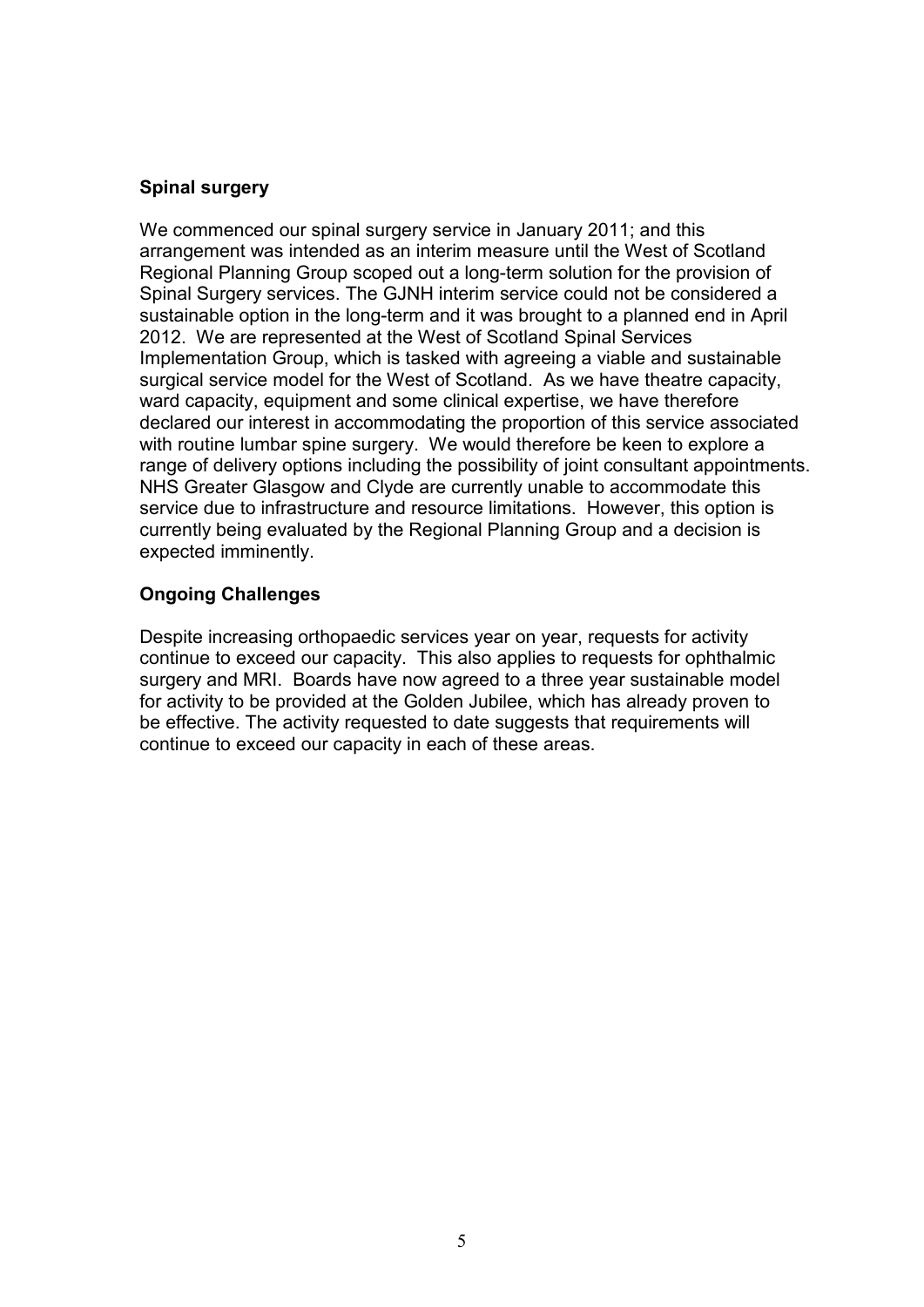## Spinal surgery

We commenced our spinal surgery service in January 2011; and this arrangement was intended as an interim measure until the West of Scotland Regional Planning Group scoped out a long-term solution for the provision of Spinal Surgery services. The GJNH interim service could not be considered a sustainable option in the long-term and it was brought to a planned end in April 2012. We are represented at the West of Scotland Spinal Services Implementation Group, which is tasked with agreeing a viable and sustainable surgical service model for the West of Scotland. As we have theatre capacity, ward capacity, equipment and some clinical expertise, we have therefore declared our interest in accommodating the proportion of this service associated with routine lumbar spine surgery. We would therefore be keen to explore a range of delivery options including the possibility of joint consultant appointments. NHS Greater Glasgow and Clyde are currently unable to accommodate this service due to infrastructure and resource limitations. However, this option is currently being evaluated by the Regional Planning Group and a decision is expected imminently.

## Ongoing Challenges

Despite increasing orthopaedic services year on year, requests for activity continue to exceed our capacity. This also applies to requests for ophthalmic surgery and MRI. Boards have now agreed to a three year sustainable model for activity to be provided at the Golden Jubilee, which has already proven to be effective. The activity requested to date suggests that requirements will continue to exceed our capacity in each of these areas.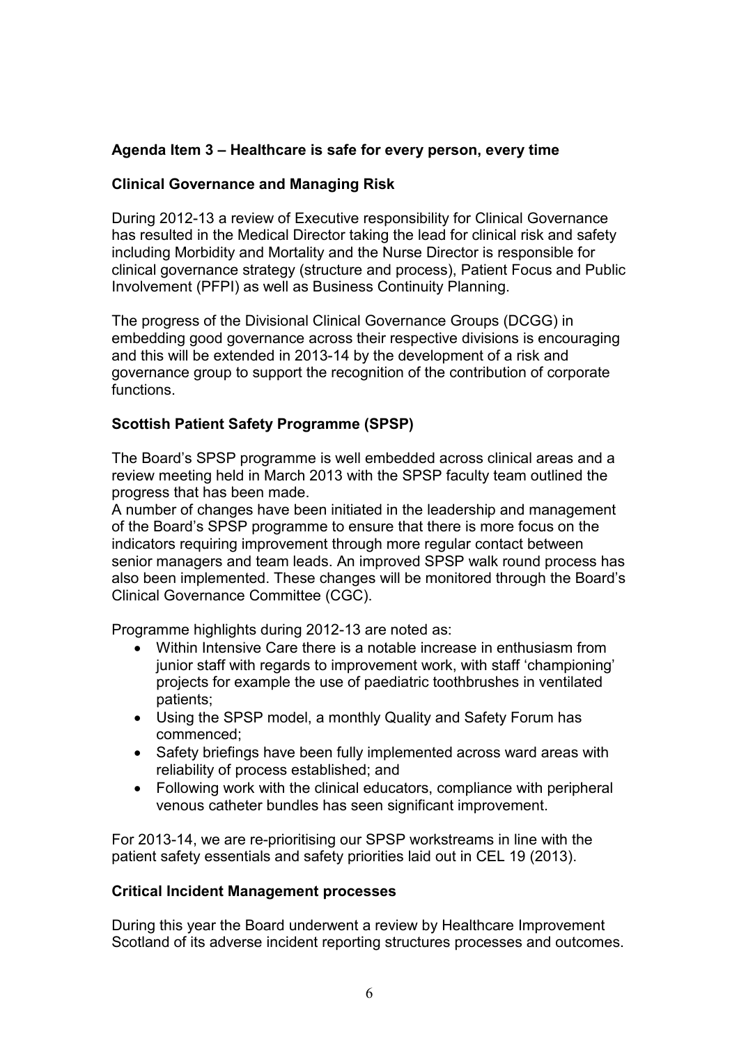## Agenda Item 3 – Healthcare is safe for every person, every time

### Clinical Governance and Managing Risk

During 2012-13 a review of Executive responsibility for Clinical Governance has resulted in the Medical Director taking the lead for clinical risk and safety including Morbidity and Mortality and the Nurse Director is responsible for clinical governance strategy (structure and process), Patient Focus and Public Involvement (PFPI) as well as Business Continuity Planning.

The progress of the Divisional Clinical Governance Groups (DCGG) in embedding good governance across their respective divisions is encouraging and this will be extended in 2013-14 by the development of a risk and governance group to support the recognition of the contribution of corporate functions.

### Scottish Patient Safety Programme (SPSP)

The Board's SPSP programme is well embedded across clinical areas and a review meeting held in March 2013 with the SPSP faculty team outlined the progress that has been made.
A number of changes have been initiated in the leadership and management of the Board's SPSP programme to ensure that there is more focus on the indicators requiring improvement through more regular contact between senior managers and team leads. An improved SPSP walk round process has also been implemented. These changes will be monitored through the Board's Clinical Governance Committee (CGC).

Programme highlights during 2012-13 are noted as:

- Within Intensive Care there is a notable increase in enthusiasm from junior staff with regards to improvement work, with staff 'championing' projects for example the use of paediatric toothbrushes in ventilated patients;
- Using the SPSP model, a monthly Quality and Safety Forum has commenced;
- Safety briefings have been fully implemented across ward areas with reliability of process established; and
- Following work with the clinical educators, compliance with peripheral venous catheter bundles has seen significant improvement.

For 2013-14, we are re-prioritising our SPSP workstreams in line with the patient safety essentials and safety priorities laid out in CEL 19 (2013).

### Critical Incident Management processes

During this year the Board underwent a review by Healthcare Improvement Scotland of its adverse incident reporting structures processes and outcomes.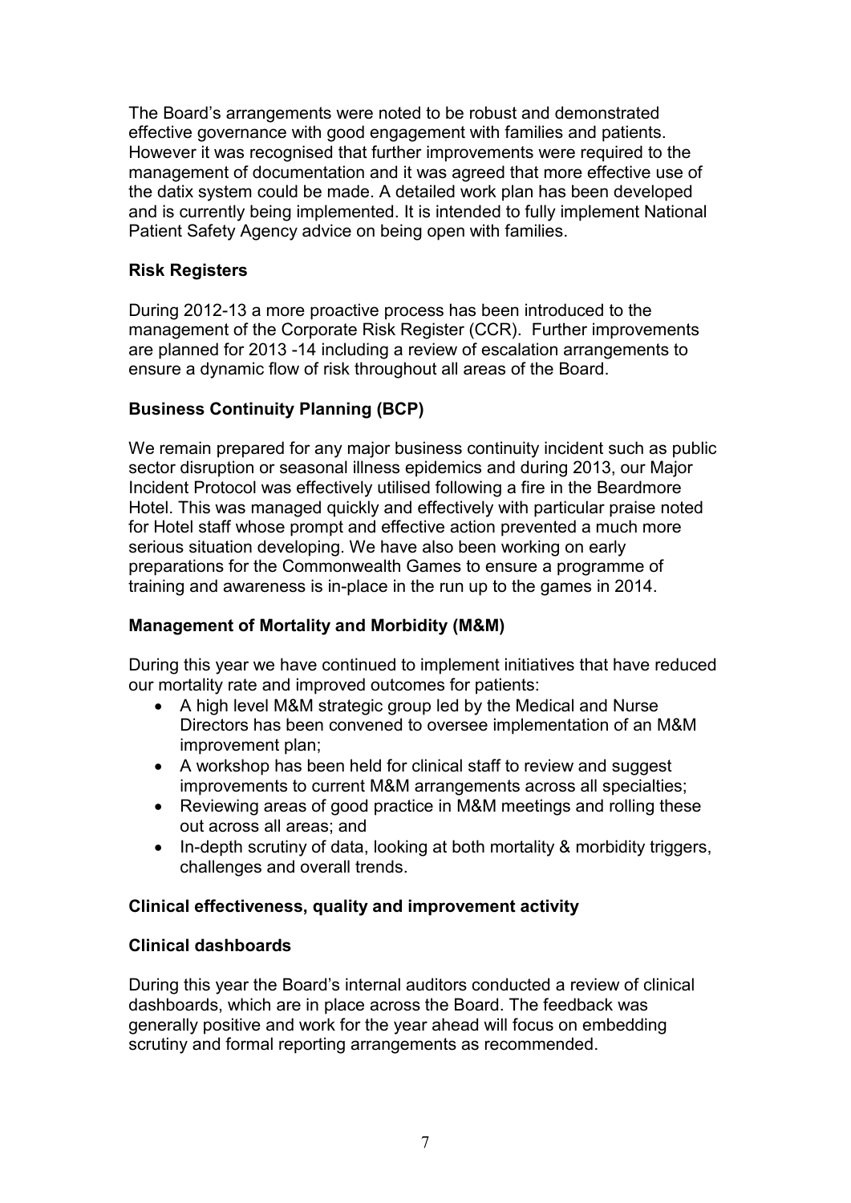The Board's arrangements were noted to be robust and demonstrated effective governance with good engagement with families and patients. However it was recognised that further improvements were required to the management of documentation and it was agreed that more effective use of the datix system could be made. A detailed work plan has been developed and is currently being implemented. It is intended to fully implement National Patient Safety Agency advice on being open with families.

**Risk Registers**

During 2012-13 a more proactive process has been introduced to the management of the Corporate Risk Register (CCR). Further improvements are planned for 2013 -14 including a review of escalation arrangements to ensure a dynamic flow of risk throughout all areas of the Board.

**Business Continuity Planning (BCP)**

We remain prepared for any major business continuity incident such as public sector disruption or seasonal illness epidemics and during 2013, our Major Incident Protocol was effectively utilised following a fire in the Beardmore Hotel. This was managed quickly and effectively with particular praise noted for Hotel staff whose prompt and effective action prevented a much more serious situation developing. We have also been working on early preparations for the Commonwealth Games to ensure a programme of training and awareness is in-place in the run up to the games in 2014.

**Management of Mortality and Morbidity (M&M)**

During this year we have continued to implement initiatives that have reduced our mortality rate and improved outcomes for patients:

- A high level M&M strategic group led by the Medical and Nurse Directors has been convened to oversee implementation of an M&M improvement plan;
- A workshop has been held for clinical staff to review and suggest improvements to current M&M arrangements across all specialties;
- Reviewing areas of good practice in M&M meetings and rolling these out across all areas; and
- In-depth scrutiny of data, looking at both mortality & morbidity triggers, challenges and overall trends.

**Clinical effectiveness, quality and improvement activity**

**Clinical dashboards**

During this year the Board's internal auditors conducted a review of clinical dashboards, which are in place across the Board. The feedback was generally positive and work for the year ahead will focus on embedding scrutiny and formal reporting arrangements as recommended.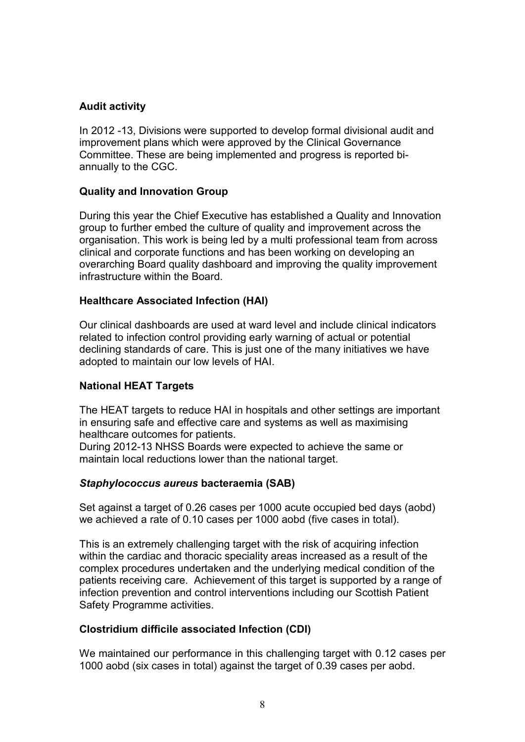**Audit activity**

In 2012 -13, Divisions were supported to develop formal divisional audit and improvement plans which were approved by the Clinical Governance Committee. These are being implemented and progress is reported bi-annually to the CGC.

**Quality and Innovation Group**

During this year the Chief Executive has established a Quality and Innovation group to further embed the culture of quality and improvement across the organisation. This work is being led by a multi professional team from across clinical and corporate functions and has been working on developing an overarching Board quality dashboard and improving the quality improvement infrastructure within the Board.

**Healthcare Associated Infection (HAI)**

Our clinical dashboards are used at ward level and include clinical indicators related to infection control providing early warning of actual or potential declining standards of care. This is just one of the many initiatives we have adopted to maintain our low levels of HAI.

**National HEAT Targets**

The HEAT targets to reduce HAI in hospitals and other settings are important in ensuring safe and effective care and systems as well as maximising healthcare outcomes for patients.
During 2012-13 NHSS Boards were expected to achieve the same or maintain local reductions lower than the national target.

***Staphylococcus aureus* bacteraemia (SAB)**

Set against a target of 0.26 cases per 1000 acute occupied bed days (aobd) we achieved a rate of 0.10 cases per 1000 aobd (five cases in total).

This is an extremely challenging target with the risk of acquiring infection within the cardiac and thoracic speciality areas increased as a result of the complex procedures undertaken and the underlying medical condition of the patients receiving care. Achievement of this target is supported by a range of infection prevention and control interventions including our Scottish Patient Safety Programme activities.

**Clostridium difficile associated Infection (CDI)**

We maintained our performance in this challenging target with 0.12 cases per 1000 aobd (six cases in total) against the target of 0.39 cases per aobd.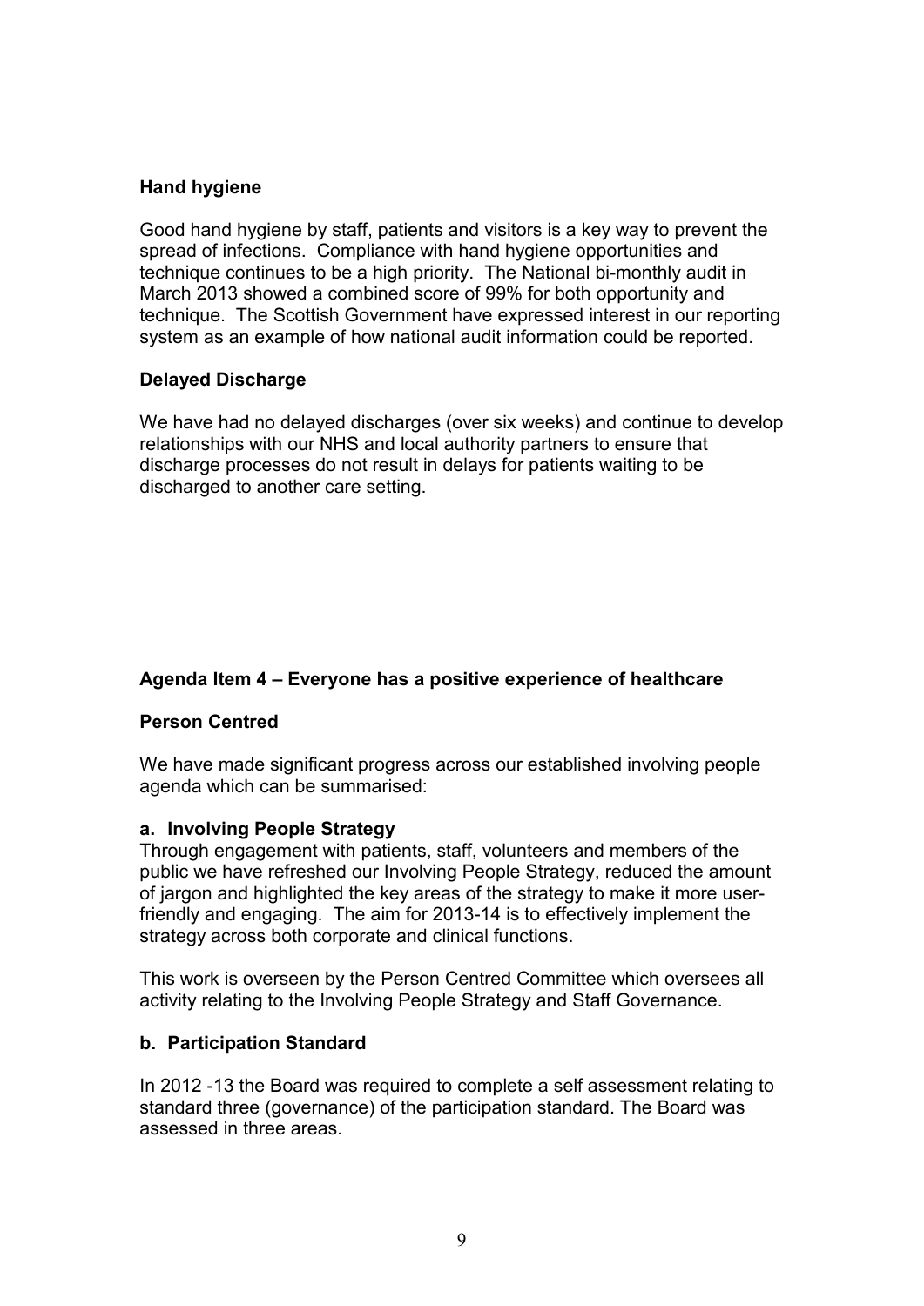### Hand hygiene

Good hand hygiene by staff, patients and visitors is a key way to prevent the spread of infections. Compliance with hand hygiene opportunities and technique continues to be a high priority. The National bi-monthly audit in March 2013 showed a combined score of 99% for both opportunity and technique. The Scottish Government have expressed interest in our reporting system as an example of how national audit information could be reported.

### Delayed Discharge

We have had no delayed discharges (over six weeks) and continue to develop relationships with our NHS and local authority partners to ensure that discharge processes do not result in delays for patients waiting to be discharged to another care setting.

## Agenda Item 4 – Everyone has a positive experience of healthcare

### Person Centred

We have made significant progress across our established involving people agenda which can be summarised:

#### a. Involving People Strategy

Through engagement with patients, staff, volunteers and members of the public we have refreshed our Involving People Strategy, reduced the amount of jargon and highlighted the key areas of the strategy to make it more user-friendly and engaging. The aim for 2013-14 is to effectively implement the strategy across both corporate and clinical functions.

This work is overseen by the Person Centred Committee which oversees all activity relating to the Involving People Strategy and Staff Governance.

#### b. Participation Standard

In 2012 -13 the Board was required to complete a self assessment relating to standard three (governance) of the participation standard. The Board was assessed in three areas.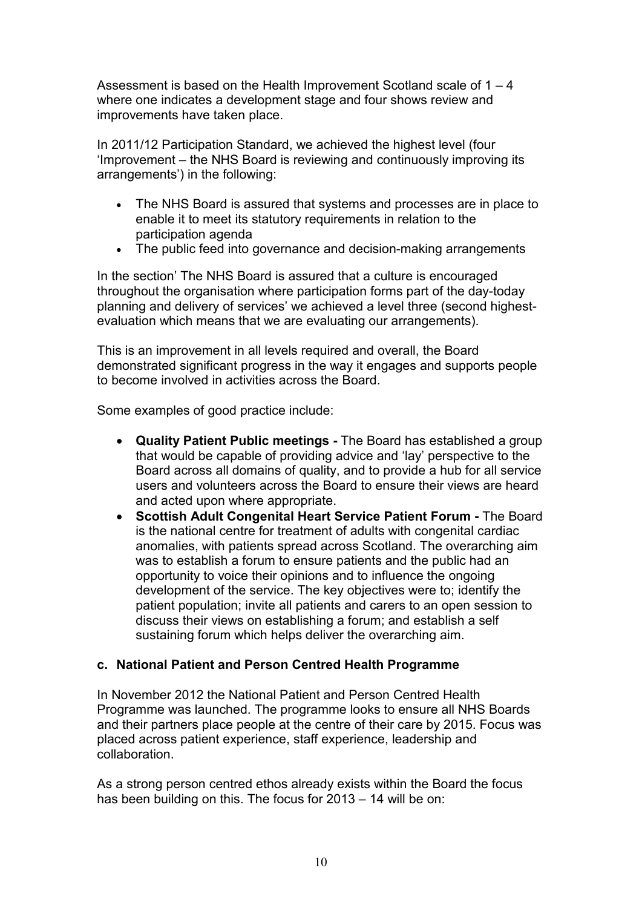Assessment is based on the Health Improvement Scotland scale of 1 – 4 where one indicates a development stage and four shows review and improvements have taken place.

In 2011/12 Participation Standard, we achieved the highest level (four 'Improvement – the NHS Board is reviewing and continuously improving its arrangements') in the following:

- The NHS Board is assured that systems and processes are in place to enable it to meet its statutory requirements in relation to the participation agenda
- The public feed into governance and decision-making arrangements

In the section' The NHS Board is assured that a culture is encouraged throughout the organisation where participation forms part of the day-today planning and delivery of services' we achieved a level three (second highest-evaluation which means that we are evaluating our arrangements).

This is an improvement in all levels required and overall, the Board demonstrated significant progress in the way it engages and supports people to become involved in activities across the Board.

Some examples of good practice include:

- **Quality Patient Public meetings -** The Board has established a group that would be capable of providing advice and 'lay' perspective to the Board across all domains of quality, and to provide a hub for all service users and volunteers across the Board to ensure their views are heard and acted upon where appropriate.
- **Scottish Adult Congenital Heart Service Patient Forum -** The Board is the national centre for treatment of adults with congenital cardiac anomalies, with patients spread across Scotland. The overarching aim was to establish a forum to ensure patients and the public had an opportunity to voice their opinions and to influence the ongoing development of the service. The key objectives were to; identify the patient population; invite all patients and carers to an open session to discuss their views on establishing a forum; and establish a self sustaining forum which helps deliver the overarching aim.

#### c. National Patient and Person Centred Health Programme

In November 2012 the National Patient and Person Centred Health Programme was launched. The programme looks to ensure all NHS Boards and their partners place people at the centre of their care by 2015. Focus was placed across patient experience, staff experience, leadership and collaboration.

As a strong person centred ethos already exists within the Board the focus has been building on this. The focus for 2013 – 14 will be on: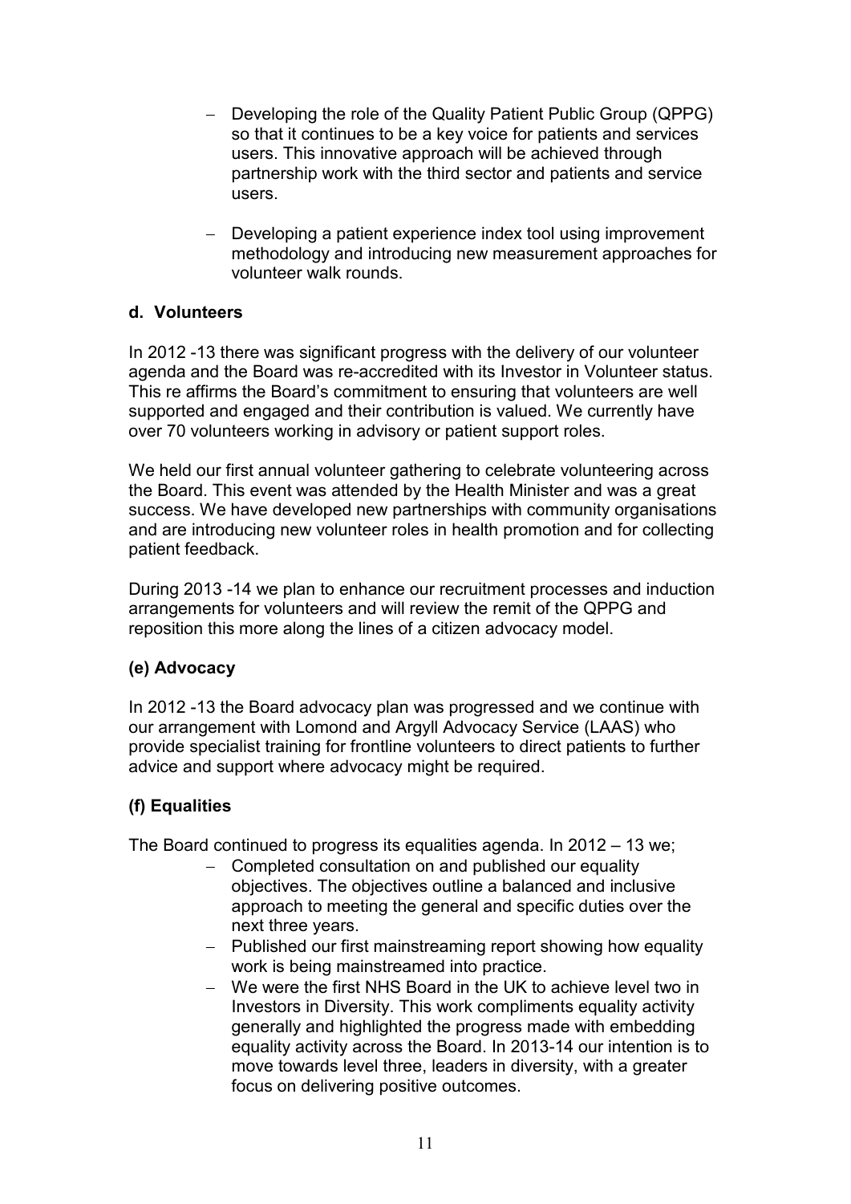- Developing the role of the Quality Patient Public Group (QPPG) so that it continues to be a key voice for patients and services users. This innovative approach will be achieved through partnership work with the third sector and patients and service users.
- Developing a patient experience index tool using improvement methodology and introducing new measurement approaches for volunteer walk rounds.

**d. Volunteers**

In 2012 -13 there was significant progress with the delivery of our volunteer agenda and the Board was re-accredited with its Investor in Volunteer status. This re affirms the Board's commitment to ensuring that volunteers are well supported and engaged and their contribution is valued. We currently have over 70 volunteers working in advisory or patient support roles.

We held our first annual volunteer gathering to celebrate volunteering across the Board. This event was attended by the Health Minister and was a great success. We have developed new partnerships with community organisations and are introducing new volunteer roles in health promotion and for collecting patient feedback.

During 2013 -14 we plan to enhance our recruitment processes and induction arrangements for volunteers and will review the remit of the QPPG and reposition this more along the lines of a citizen advocacy model.

**(e) Advocacy**

In 2012 -13 the Board advocacy plan was progressed and we continue with our arrangement with Lomond and Argyll Advocacy Service (LAAS) who provide specialist training for frontline volunteers to direct patients to further advice and support where advocacy might be required.

**(f) Equalities**

The Board continued to progress its equalities agenda. In 2012 – 13 we;

- Completed consultation on and published our equality objectives. The objectives outline a balanced and inclusive approach to meeting the general and specific duties over the next three years.
- Published our first mainstreaming report showing how equality work is being mainstreamed into practice.
- We were the first NHS Board in the UK to achieve level two in Investors in Diversity. This work compliments equality activity generally and highlighted the progress made with embedding equality activity across the Board. In 2013-14 our intention is to move towards level three, leaders in diversity, with a greater focus on delivering positive outcomes.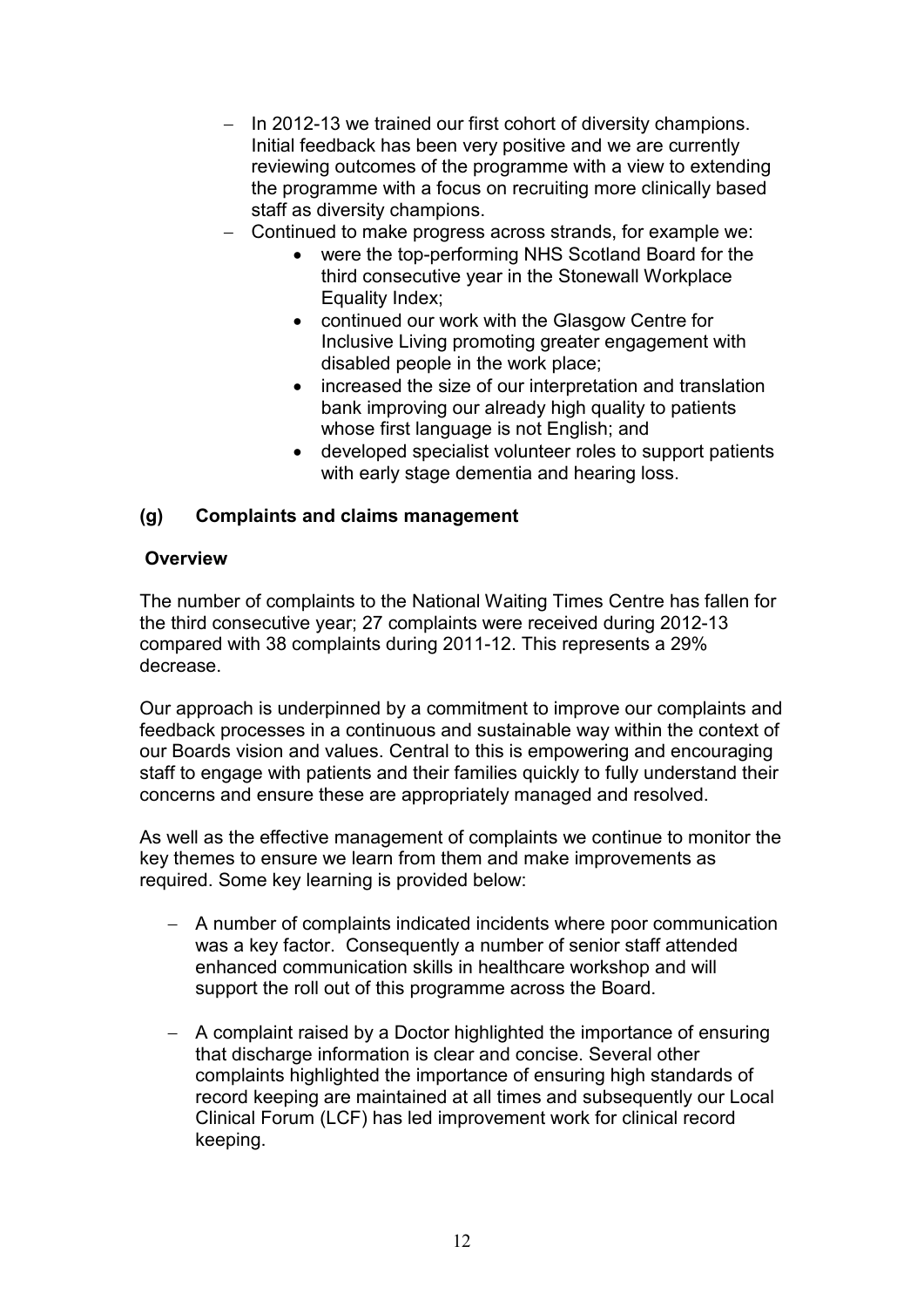- In 2012-13 we trained our first cohort of diversity champions. Initial feedback has been very positive and we are currently reviewing outcomes of the programme with a view to extending the programme with a focus on recruiting more clinically based staff as diversity champions.
- Continued to make progress across strands, for example we:
  - were the top-performing NHS Scotland Board for the third consecutive year in the Stonewall Workplace Equality Index;
  - continued our work with the Glasgow Centre for Inclusive Living promoting greater engagement with disabled people in the work place;
  - increased the size of our interpretation and translation bank improving our already high quality to patients whose first language is not English; and
  - developed specialist volunteer roles to support patients with early stage dementia and hearing loss.

### (g) Complaints and claims management

**Overview**

The number of complaints to the National Waiting Times Centre has fallen for the third consecutive year; 27 complaints were received during 2012-13 compared with 38 complaints during 2011-12. This represents a 29% decrease.

Our approach is underpinned by a commitment to improve our complaints and feedback processes in a continuous and sustainable way within the context of our Boards vision and values. Central to this is empowering and encouraging staff to engage with patients and their families quickly to fully understand their concerns and ensure these are appropriately managed and resolved.

As well as the effective management of complaints we continue to monitor the key themes to ensure we learn from them and make improvements as required. Some key learning is provided below:

- A number of complaints indicated incidents where poor communication was a key factor. Consequently a number of senior staff attended enhanced communication skills in healthcare workshop and will support the roll out of this programme across the Board.

- A complaint raised by a Doctor highlighted the importance of ensuring that discharge information is clear and concise. Several other complaints highlighted the importance of ensuring high standards of record keeping are maintained at all times and subsequently our Local Clinical Forum (LCF) has led improvement work for clinical record keeping.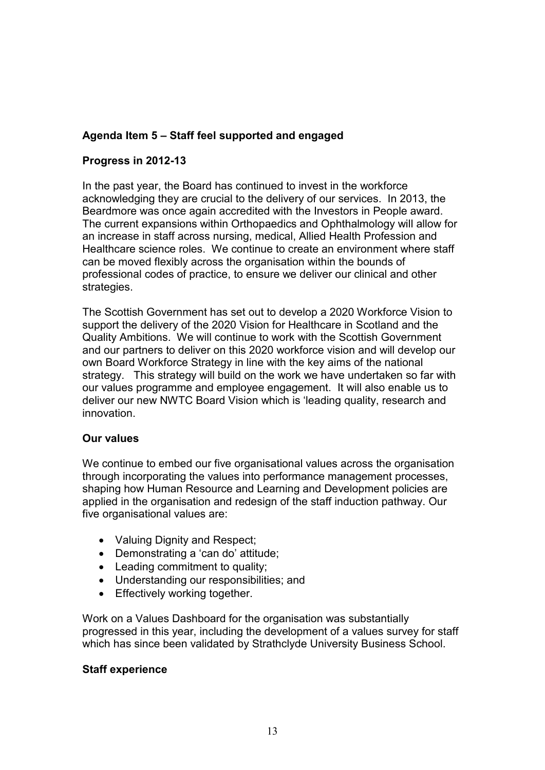**Agenda Item 5 – Staff feel supported and engaged**

**Progress in 2012-13**

In the past year, the Board has continued to invest in the workforce acknowledging they are crucial to the delivery of our services. In 2013, the Beardmore was once again accredited with the Investors in People award. The current expansions within Orthopaedics and Ophthalmology will allow for an increase in staff across nursing, medical, Allied Health Profession and Healthcare science roles. We continue to create an environment where staff can be moved flexibly across the organisation within the bounds of professional codes of practice, to ensure we deliver our clinical and other strategies.

The Scottish Government has set out to develop a 2020 Workforce Vision to support the delivery of the 2020 Vision for Healthcare in Scotland and the Quality Ambitions. We will continue to work with the Scottish Government and our partners to deliver on this 2020 workforce vision and will develop our own Board Workforce Strategy in line with the key aims of the national strategy. This strategy will build on the work we have undertaken so far with our values programme and employee engagement. It will also enable us to deliver our new NWTC Board Vision which is 'leading quality, research and innovation.

**Our values**

We continue to embed our five organisational values across the organisation through incorporating the values into performance management processes, shaping how Human Resource and Learning and Development policies are applied in the organisation and redesign of the staff induction pathway. Our five organisational values are:

- Valuing Dignity and Respect;
- Demonstrating a 'can do' attitude;
- Leading commitment to quality;
- Understanding our responsibilities; and
- Effectively working together.

Work on a Values Dashboard for the organisation was substantially progressed in this year, including the development of a values survey for staff which has since been validated by Strathclyde University Business School.

**Staff experience**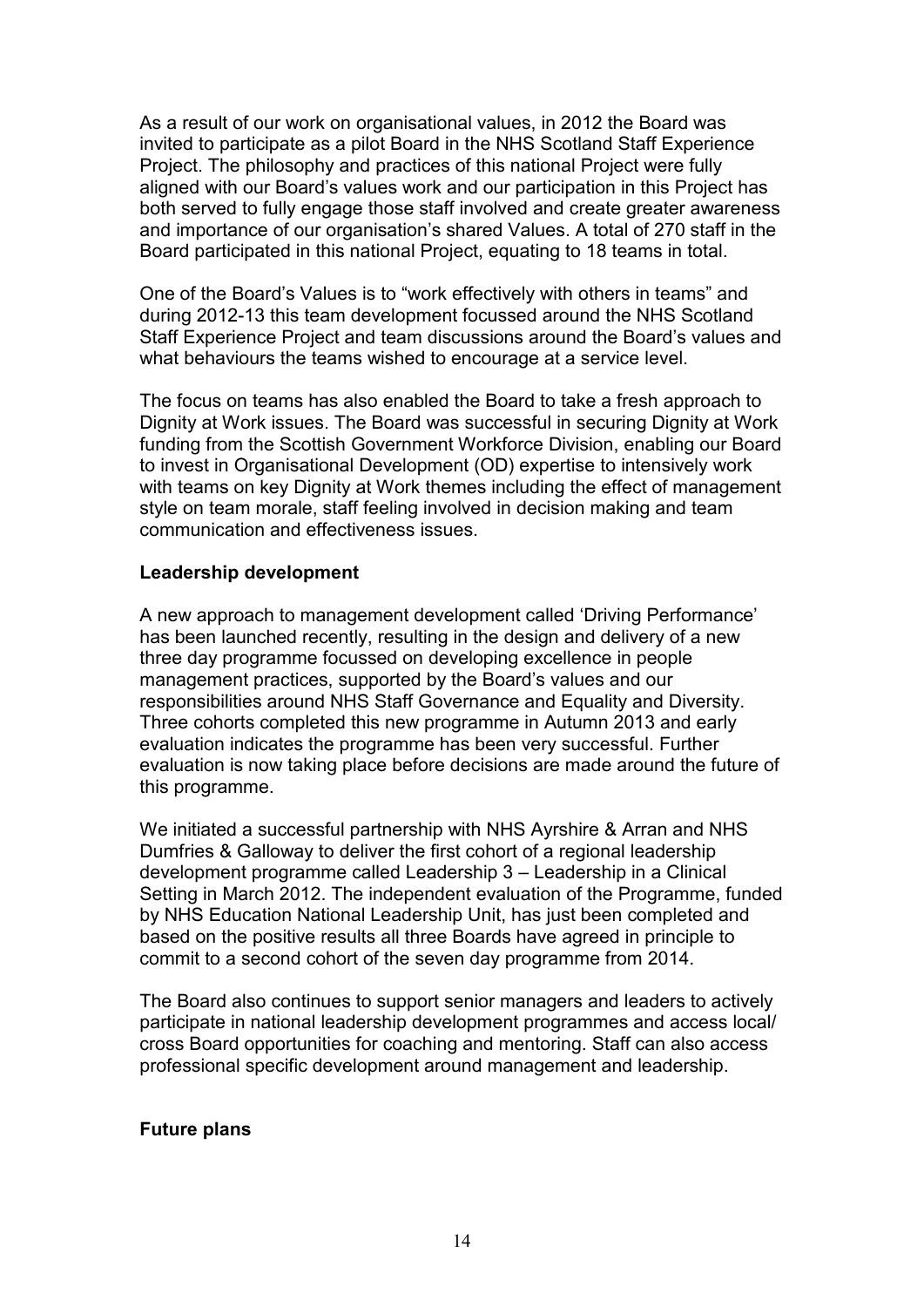As a result of our work on organisational values, in 2012 the Board was invited to participate as a pilot Board in the NHS Scotland Staff Experience Project. The philosophy and practices of this national Project were fully aligned with our Board's values work and our participation in this Project has both served to fully engage those staff involved and create greater awareness and importance of our organisation's shared Values. A total of 270 staff in the Board participated in this national Project, equating to 18 teams in total.

One of the Board's Values is to "work effectively with others in teams" and during 2012-13 this team development focussed around the NHS Scotland Staff Experience Project and team discussions around the Board's values and what behaviours the teams wished to encourage at a service level.

The focus on teams has also enabled the Board to take a fresh approach to Dignity at Work issues. The Board was successful in securing Dignity at Work funding from the Scottish Government Workforce Division, enabling our Board to invest in Organisational Development (OD) expertise to intensively work with teams on key Dignity at Work themes including the effect of management style on team morale, staff feeling involved in decision making and team communication and effectiveness issues.

**Leadership development**

A new approach to management development called 'Driving Performance' has been launched recently, resulting in the design and delivery of a new three day programme focussed on developing excellence in people management practices, supported by the Board's values and our responsibilities around NHS Staff Governance and Equality and Diversity. Three cohorts completed this new programme in Autumn 2013 and early evaluation indicates the programme has been very successful. Further evaluation is now taking place before decisions are made around the future of this programme.

We initiated a successful partnership with NHS Ayrshire & Arran and NHS Dumfries & Galloway to deliver the first cohort of a regional leadership development programme called Leadership 3 – Leadership in a Clinical Setting in March 2012. The independent evaluation of the Programme, funded by NHS Education National Leadership Unit, has just been completed and based on the positive results all three Boards have agreed in principle to commit to a second cohort of the seven day programme from 2014.

The Board also continues to support senior managers and leaders to actively participate in national leadership development programmes and access local/ cross Board opportunities for coaching and mentoring. Staff can also access professional specific development around management and leadership.

**Future plans**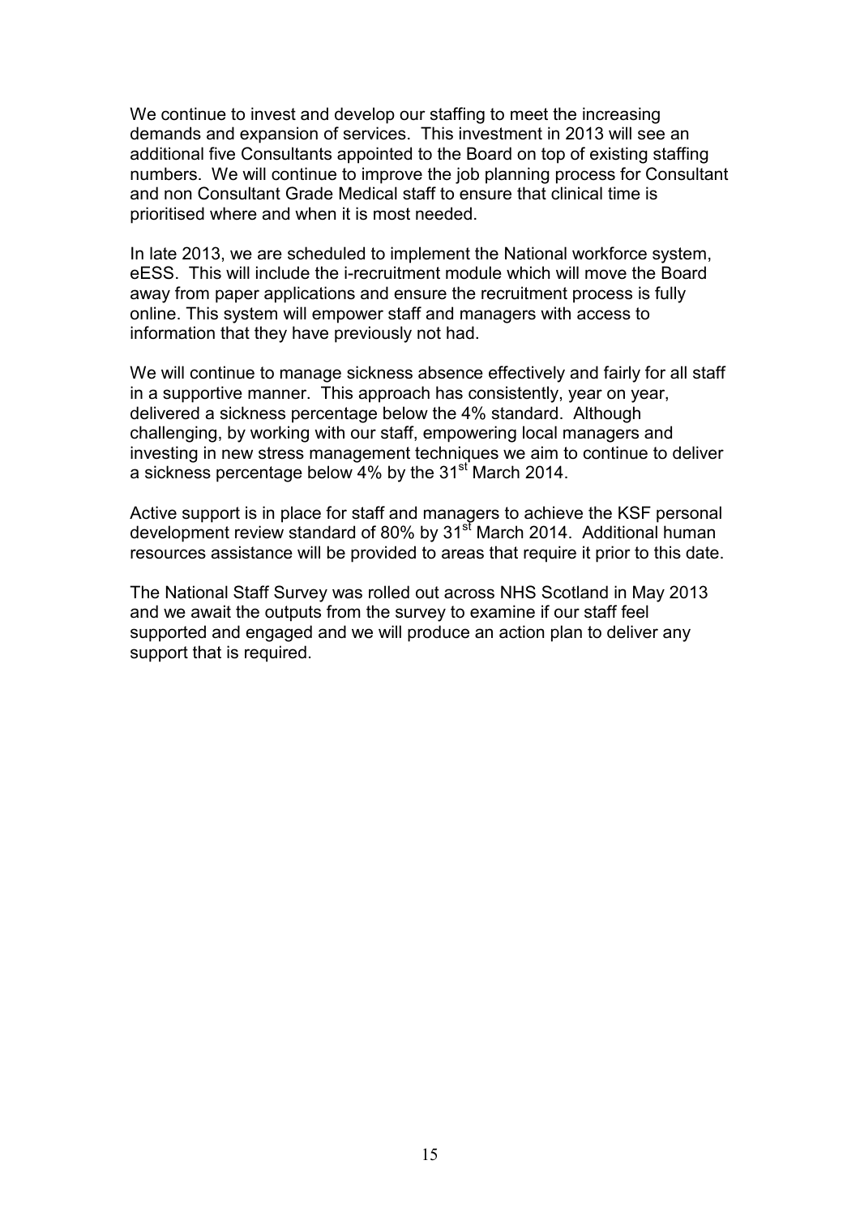We continue to invest and develop our staffing to meet the increasing demands and expansion of services. This investment in 2013 will see an additional five Consultants appointed to the Board on top of existing staffing numbers. We will continue to improve the job planning process for Consultant and non Consultant Grade Medical staff to ensure that clinical time is prioritised where and when it is most needed.

In late 2013, we are scheduled to implement the National workforce system, eESS. This will include the i-recruitment module which will move the Board away from paper applications and ensure the recruitment process is fully online. This system will empower staff and managers with access to information that they have previously not had.

We will continue to manage sickness absence effectively and fairly for all staff in a supportive manner. This approach has consistently, year on year, delivered a sickness percentage below the 4% standard. Although challenging, by working with our staff, empowering local managers and investing in new stress management techniques we aim to continue to deliver a sickness percentage below 4% by the 31st March 2014.

Active support is in place for staff and managers to achieve the KSF personal development review standard of 80% by 31st March 2014. Additional human resources assistance will be provided to areas that require it prior to this date.

The National Staff Survey was rolled out across NHS Scotland in May 2013 and we await the outputs from the survey to examine if our staff feel supported and engaged and we will produce an action plan to deliver any support that is required.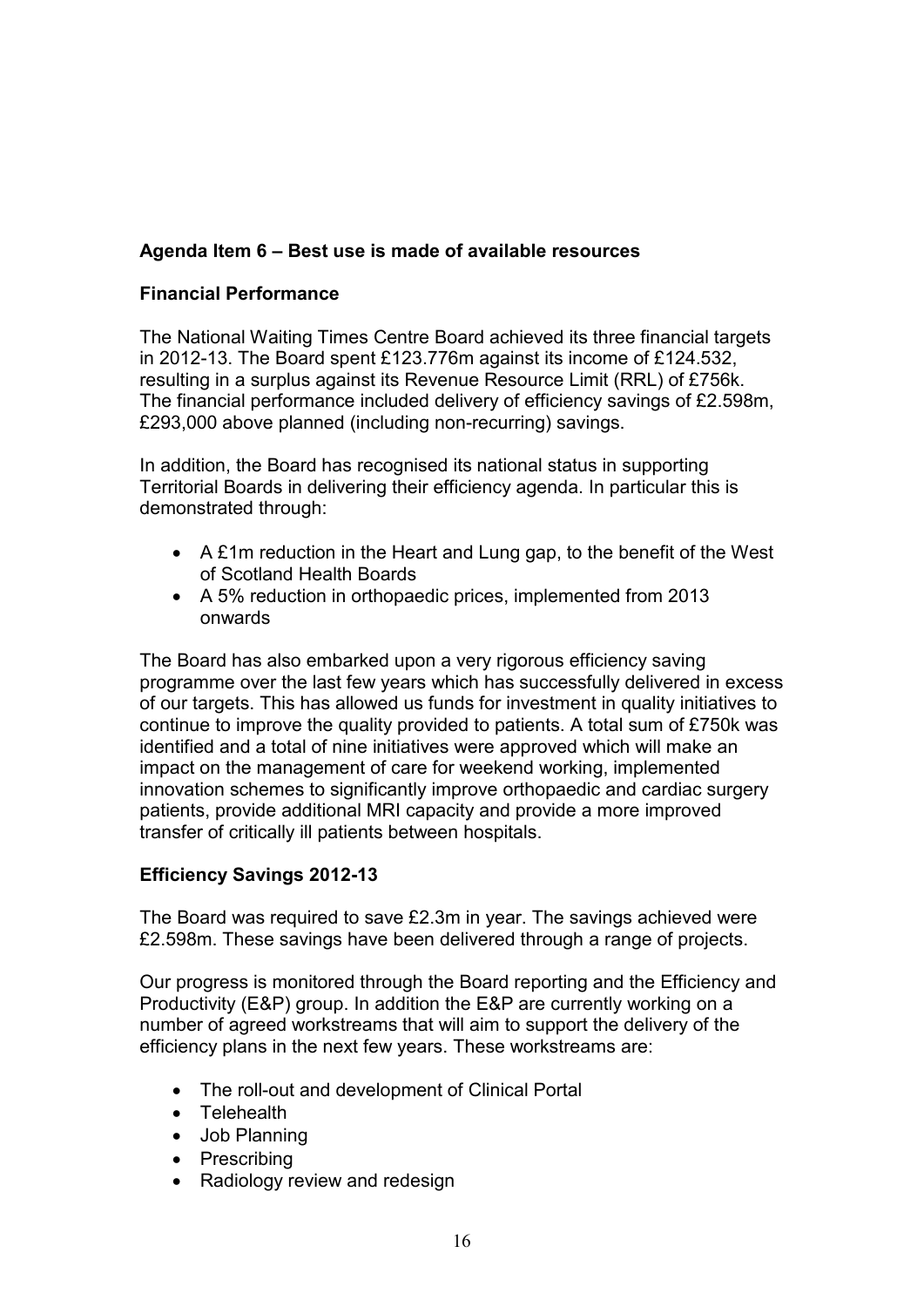**Agenda Item 6 – Best use is made of available resources**

**Financial Performance**

The National Waiting Times Centre Board achieved its three financial targets in 2012-13. The Board spent £123.776m against its income of £124.532, resulting in a surplus against its Revenue Resource Limit (RRL) of £756k. The financial performance included delivery of efficiency savings of £2.598m, £293,000 above planned (including non-recurring) savings.

In addition, the Board has recognised its national status in supporting Territorial Boards in delivering their efficiency agenda. In particular this is demonstrated through:

- A £1m reduction in the Heart and Lung gap, to the benefit of the West of Scotland Health Boards
- A 5% reduction in orthopaedic prices, implemented from 2013 onwards

The Board has also embarked upon a very rigorous efficiency saving programme over the last few years which has successfully delivered in excess of our targets. This has allowed us funds for investment in quality initiatives to continue to improve the quality provided to patients. A total sum of £750k was identified and a total of nine initiatives were approved which will make an impact on the management of care for weekend working, implemented innovation schemes to significantly improve orthopaedic and cardiac surgery patients, provide additional MRI capacity and provide a more improved transfer of critically ill patients between hospitals.

**Efficiency Savings 2012-13**

The Board was required to save £2.3m in year. The savings achieved were £2.598m. These savings have been delivered through a range of projects.

Our progress is monitored through the Board reporting and the Efficiency and Productivity (E&P) group. In addition the E&P are currently working on a number of agreed workstreams that will aim to support the delivery of the efficiency plans in the next few years. These workstreams are:

- The roll-out and development of Clinical Portal
- Telehealth
- Job Planning
- Prescribing
- Radiology review and redesign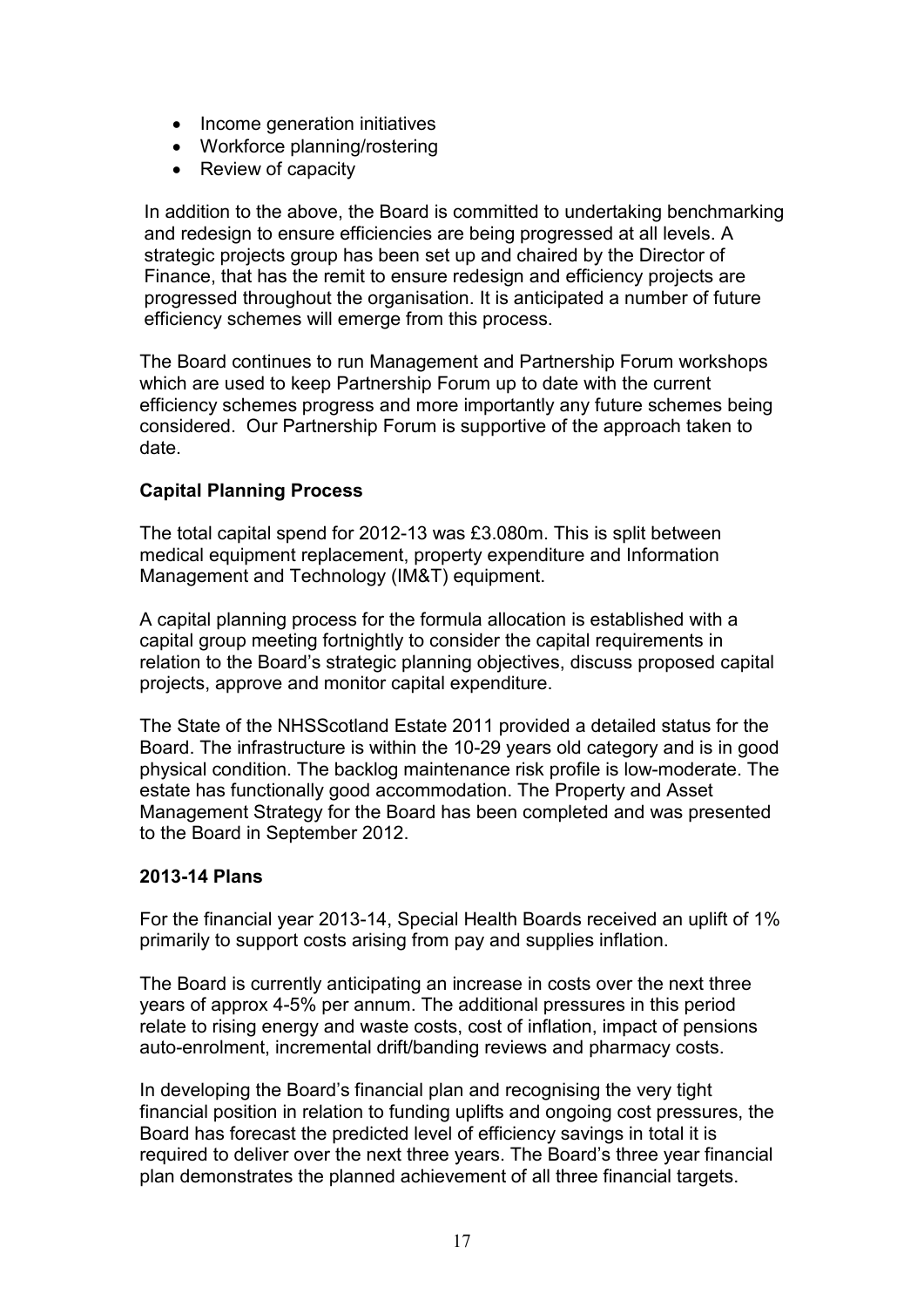- Income generation initiatives
- Workforce planning/rostering
- Review of capacity

In addition to the above, the Board is committed to undertaking benchmarking and redesign to ensure efficiencies are being progressed at all levels. A strategic projects group has been set up and chaired by the Director of Finance, that has the remit to ensure redesign and efficiency projects are progressed throughout the organisation. It is anticipated a number of future efficiency schemes will emerge from this process.

The Board continues to run Management and Partnership Forum workshops which are used to keep Partnership Forum up to date with the current efficiency schemes progress and more importantly any future schemes being considered. Our Partnership Forum is supportive of the approach taken to date.

**Capital Planning Process**

The total capital spend for 2012-13 was £3.080m. This is split between medical equipment replacement, property expenditure and Information Management and Technology (IM&T) equipment.

A capital planning process for the formula allocation is established with a capital group meeting fortnightly to consider the capital requirements in relation to the Board's strategic planning objectives, discuss proposed capital projects, approve and monitor capital expenditure.

The State of the NHSScotland Estate 2011 provided a detailed status for the Board. The infrastructure is within the 10-29 years old category and is in good physical condition. The backlog maintenance risk profile is low-moderate. The estate has functionally good accommodation. The Property and Asset Management Strategy for the Board has been completed and was presented to the Board in September 2012.

**2013-14 Plans**

For the financial year 2013-14, Special Health Boards received an uplift of 1% primarily to support costs arising from pay and supplies inflation.

The Board is currently anticipating an increase in costs over the next three years of approx 4-5% per annum. The additional pressures in this period relate to rising energy and waste costs, cost of inflation, impact of pensions auto-enrolment, incremental drift/banding reviews and pharmacy costs.

In developing the Board's financial plan and recognising the very tight financial position in relation to funding uplifts and ongoing cost pressures, the Board has forecast the predicted level of efficiency savings in total it is required to deliver over the next three years. The Board's three year financial plan demonstrates the planned achievement of all three financial targets.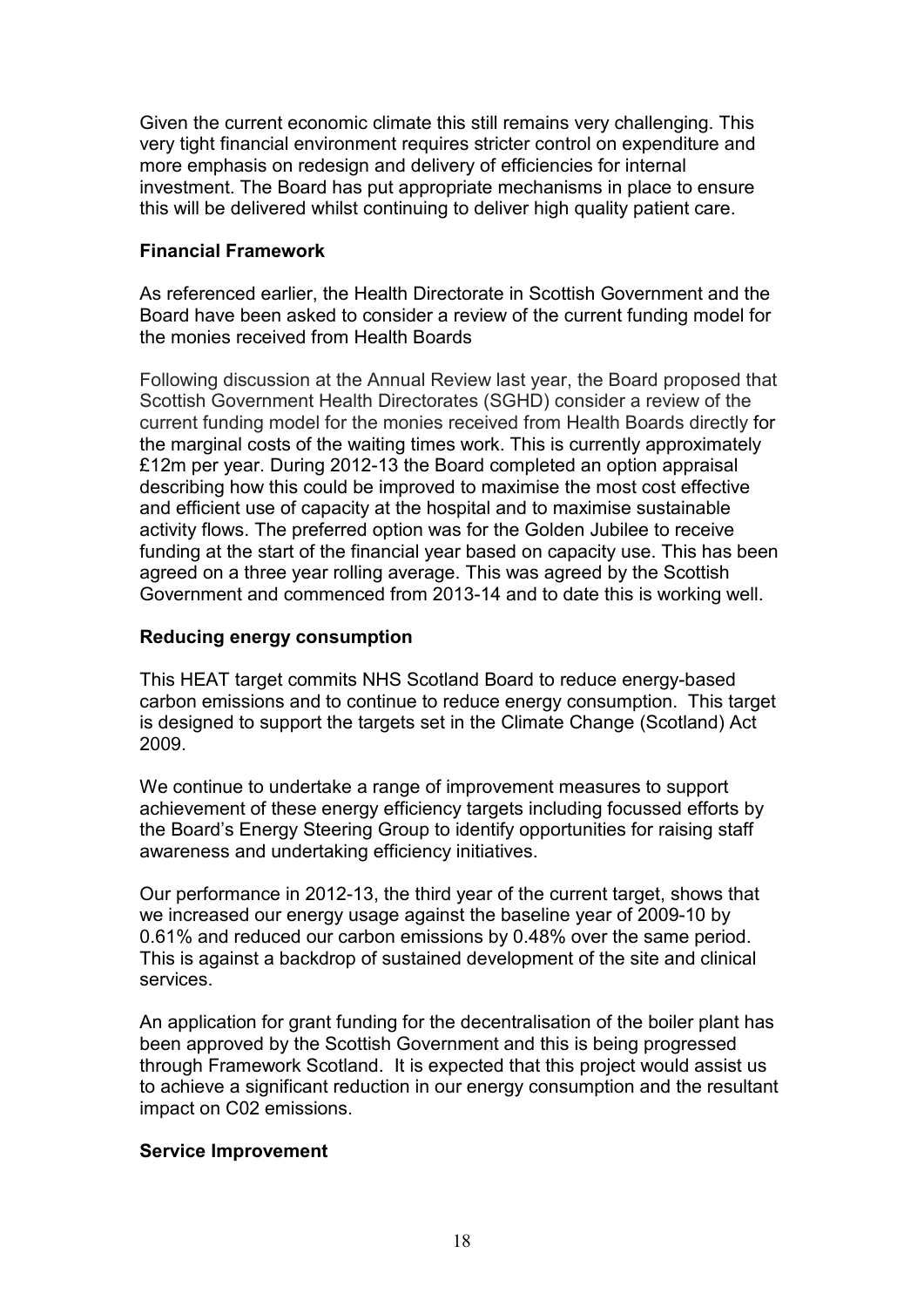Given the current economic climate this still remains very challenging. This very tight financial environment requires stricter control on expenditure and more emphasis on redesign and delivery of efficiencies for internal investment. The Board has put appropriate mechanisms in place to ensure this will be delivered whilst continuing to deliver high quality patient care.

**Financial Framework**

As referenced earlier, the Health Directorate in Scottish Government and the Board have been asked to consider a review of the current funding model for the monies received from Health Boards

Following discussion at the Annual Review last year, the Board proposed that Scottish Government Health Directorates (SGHD) consider a review of the current funding model for the monies received from Health Boards directly for the marginal costs of the waiting times work. This is currently approximately £12m per year. During 2012-13 the Board completed an option appraisal describing how this could be improved to maximise the most cost effective and efficient use of capacity at the hospital and to maximise sustainable activity flows. The preferred option was for the Golden Jubilee to receive funding at the start of the financial year based on capacity use. This has been agreed on a three year rolling average. This was agreed by the Scottish Government and commenced from 2013-14 and to date this is working well.

**Reducing energy consumption**

This HEAT target commits NHS Scotland Board to reduce energy-based carbon emissions and to continue to reduce energy consumption. This target is designed to support the targets set in the Climate Change (Scotland) Act 2009.

We continue to undertake a range of improvement measures to support achievement of these energy efficiency targets including focussed efforts by the Board's Energy Steering Group to identify opportunities for raising staff awareness and undertaking efficiency initiatives.

Our performance in 2012-13, the third year of the current target, shows that we increased our energy usage against the baseline year of 2009-10 by 0.61% and reduced our carbon emissions by 0.48% over the same period. This is against a backdrop of sustained development of the site and clinical services.

An application for grant funding for the decentralisation of the boiler plant has been approved by the Scottish Government and this is being progressed through Framework Scotland. It is expected that this project would assist us to achieve a significant reduction in our energy consumption and the resultant impact on C02 emissions.

**Service Improvement**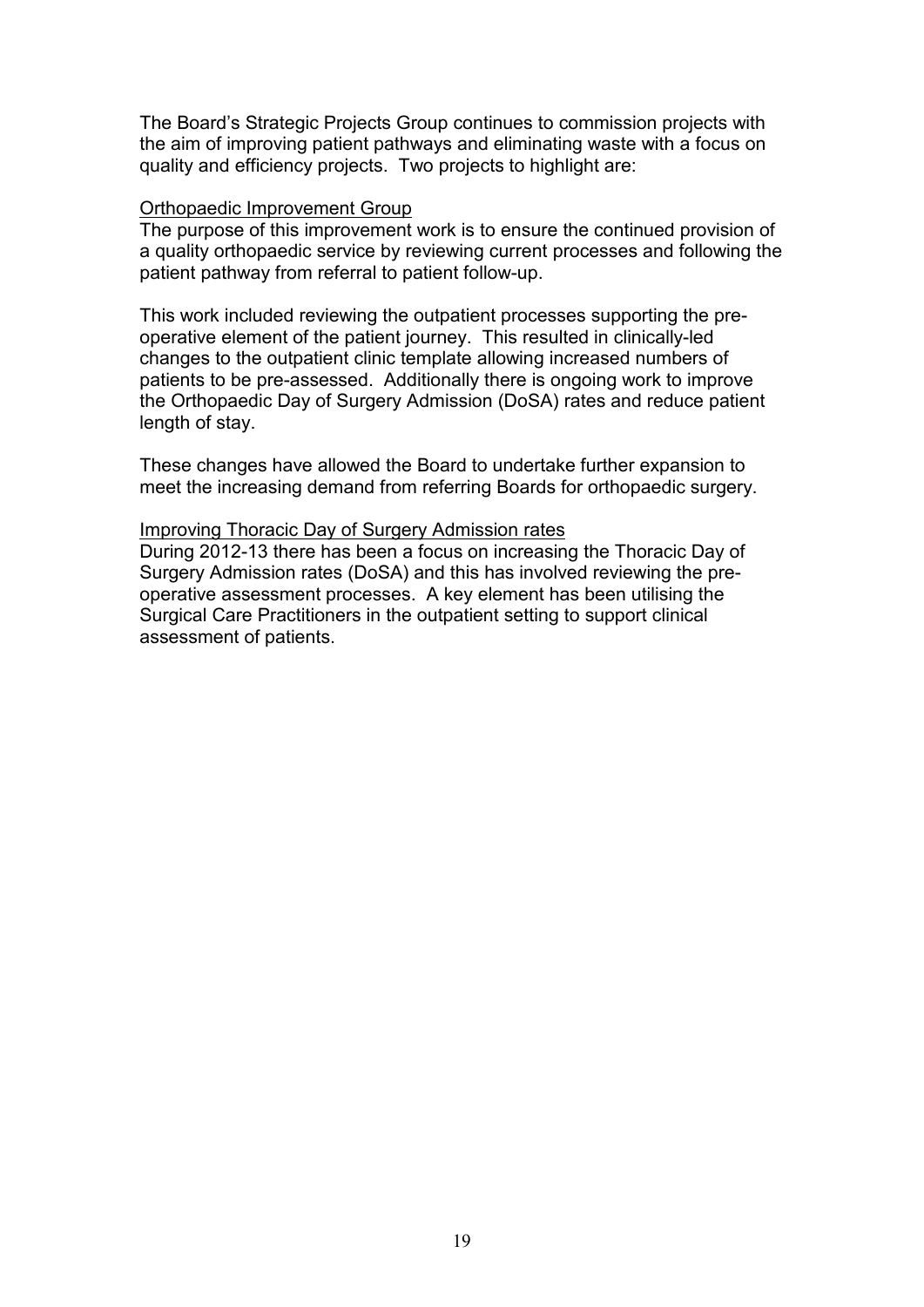The Board's Strategic Projects Group continues to commission projects with the aim of improving patient pathways and eliminating waste with a focus on quality and efficiency projects. Two projects to highlight are:

<u>Orthopaedic Improvement Group</u>

The purpose of this improvement work is to ensure the continued provision of a quality orthopaedic service by reviewing current processes and following the patient pathway from referral to patient follow-up.

This work included reviewing the outpatient processes supporting the pre-operative element of the patient journey. This resulted in clinically-led changes to the outpatient clinic template allowing increased numbers of patients to be pre-assessed. Additionally there is ongoing work to improve the Orthopaedic Day of Surgery Admission (DoSA) rates and reduce patient length of stay.

These changes have allowed the Board to undertake further expansion to meet the increasing demand from referring Boards for orthopaedic surgery.

<u>Improving Thoracic Day of Surgery Admission rates</u>

During 2012-13 there has been a focus on increasing the Thoracic Day of Surgery Admission rates (DoSA) and this has involved reviewing the pre-operative assessment processes. A key element has been utilising the Surgical Care Practitioners in the outpatient setting to support clinical assessment of patients.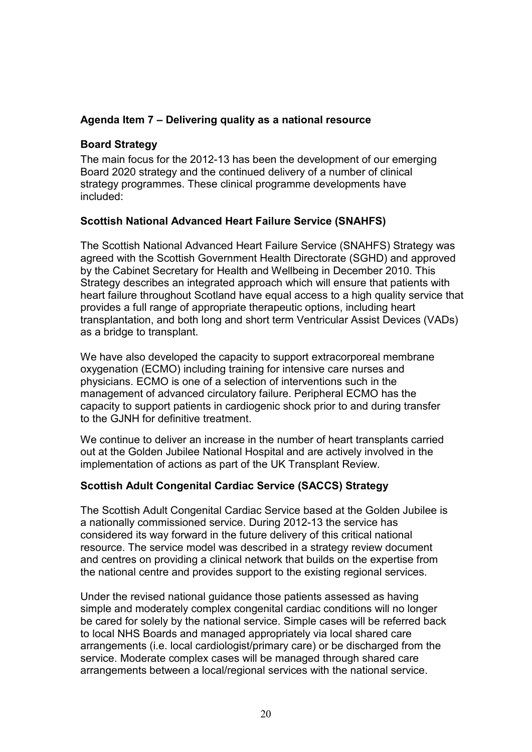## Agenda Item 7 – Delivering quality as a national resource

### Board Strategy

The main focus for the 2012-13 has been the development of our emerging Board 2020 strategy and the continued delivery of a number of clinical strategy programmes. These clinical programme developments have included:

### Scottish National Advanced Heart Failure Service (SNAHFS)

The Scottish National Advanced Heart Failure Service (SNAHFS) Strategy was agreed with the Scottish Government Health Directorate (SGHD) and approved by the Cabinet Secretary for Health and Wellbeing in December 2010. This Strategy describes an integrated approach which will ensure that patients with heart failure throughout Scotland have equal access to a high quality service that provides a full range of appropriate therapeutic options, including heart transplantation, and both long and short term Ventricular Assist Devices (VADs) as a bridge to transplant.

We have also developed the capacity to support extracorporeal membrane oxygenation (ECMO) including training for intensive care nurses and physicians. ECMO is one of a selection of interventions such in the management of advanced circulatory failure. Peripheral ECMO has the capacity to support patients in cardiogenic shock prior to and during transfer to the GJNH for definitive treatment.

We continue to deliver an increase in the number of heart transplants carried out at the Golden Jubilee National Hospital and are actively involved in the implementation of actions as part of the UK Transplant Review.

### Scottish Adult Congenital Cardiac Service (SACCS) Strategy

The Scottish Adult Congenital Cardiac Service based at the Golden Jubilee is a nationally commissioned service. During 2012-13 the service has considered its way forward in the future delivery of this critical national resource. The service model was described in a strategy review document and centres on providing a clinical network that builds on the expertise from the national centre and provides support to the existing regional services.

Under the revised national guidance those patients assessed as having simple and moderately complex congenital cardiac conditions will no longer be cared for solely by the national service. Simple cases will be referred back to local NHS Boards and managed appropriately via local shared care arrangements (i.e. local cardiologist/primary care) or be discharged from the service. Moderate complex cases will be managed through shared care arrangements between a local/regional services with the national service.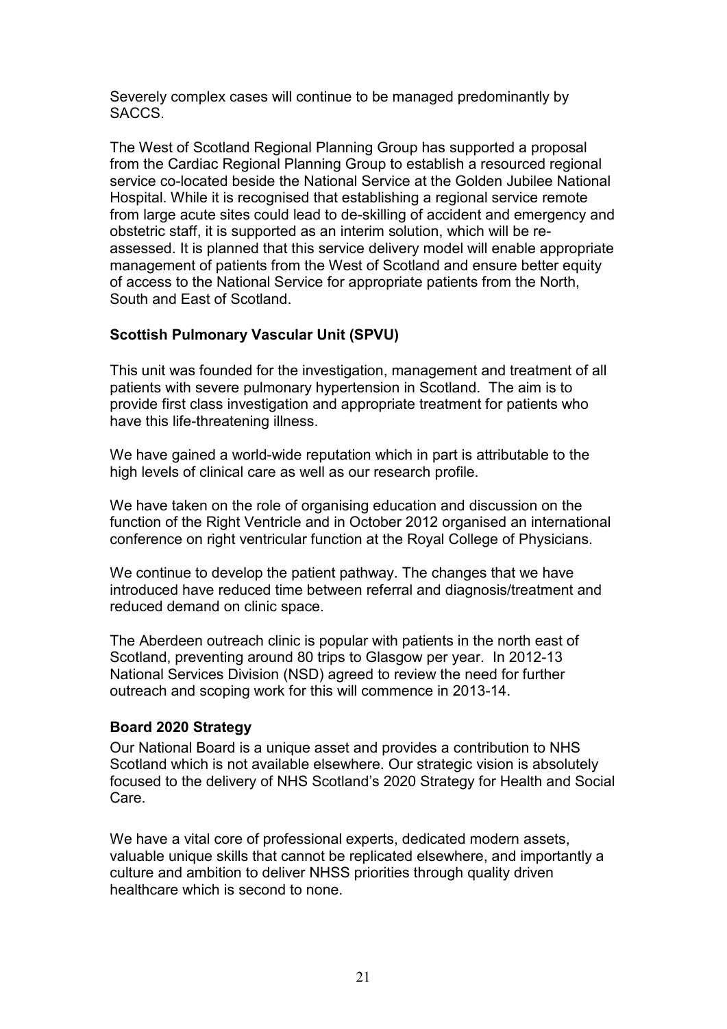Severely complex cases will continue to be managed predominantly by SACCS.

The West of Scotland Regional Planning Group has supported a proposal from the Cardiac Regional Planning Group to establish a resourced regional service co-located beside the National Service at the Golden Jubilee National Hospital. While it is recognised that establishing a regional service remote from large acute sites could lead to de-skilling of accident and emergency and obstetric staff, it is supported as an interim solution, which will be re-assessed. It is planned that this service delivery model will enable appropriate management of patients from the West of Scotland and ensure better equity of access to the National Service for appropriate patients from the North, South and East of Scotland.

### Scottish Pulmonary Vascular Unit (SPVU)

This unit was founded for the investigation, management and treatment of all patients with severe pulmonary hypertension in Scotland. The aim is to provide first class investigation and appropriate treatment for patients who have this life-threatening illness.

We have gained a world-wide reputation which in part is attributable to the high levels of clinical care as well as our research profile.

We have taken on the role of organising education and discussion on the function of the Right Ventricle and in October 2012 organised an international conference on right ventricular function at the Royal College of Physicians.

We continue to develop the patient pathway. The changes that we have introduced have reduced time between referral and diagnosis/treatment and reduced demand on clinic space.

The Aberdeen outreach clinic is popular with patients in the north east of Scotland, preventing around 80 trips to Glasgow per year. In 2012-13 National Services Division (NSD) agreed to review the need for further outreach and scoping work for this will commence in 2013-14.

### Board 2020 Strategy

Our National Board is a unique asset and provides a contribution to NHS Scotland which is not available elsewhere. Our strategic vision is absolutely focused to the delivery of NHS Scotland's 2020 Strategy for Health and Social Care.

We have a vital core of professional experts, dedicated modern assets, valuable unique skills that cannot be replicated elsewhere, and importantly a culture and ambition to deliver NHSS priorities through quality driven healthcare which is second to none.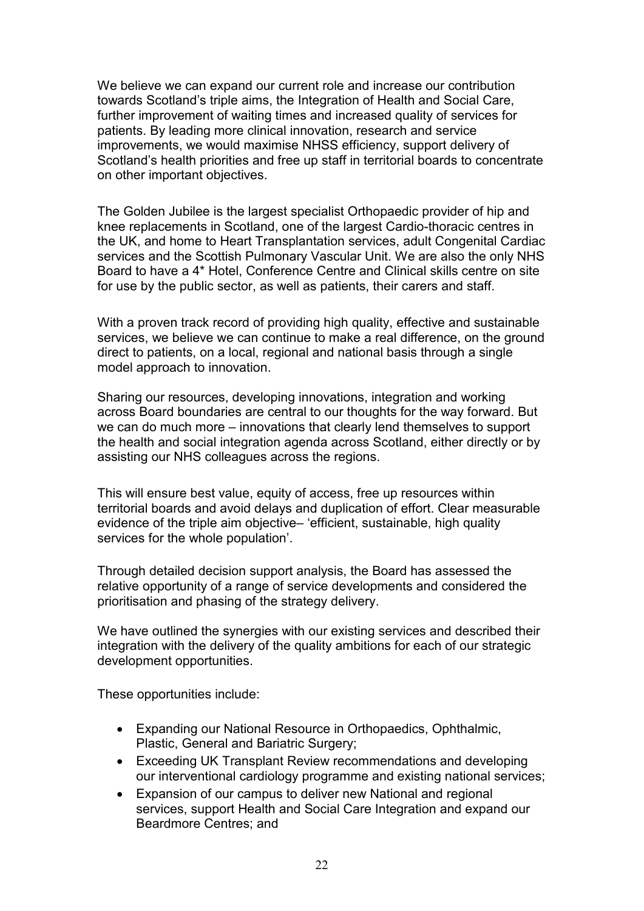We believe we can expand our current role and increase our contribution towards Scotland's triple aims, the Integration of Health and Social Care, further improvement of waiting times and increased quality of services for patients. By leading more clinical innovation, research and service improvements, we would maximise NHSS efficiency, support delivery of Scotland's health priorities and free up staff in territorial boards to concentrate on other important objectives.

The Golden Jubilee is the largest specialist Orthopaedic provider of hip and knee replacements in Scotland, one of the largest Cardio-thoracic centres in the UK, and home to Heart Transplantation services, adult Congenital Cardiac services and the Scottish Pulmonary Vascular Unit. We are also the only NHS Board to have a 4* Hotel, Conference Centre and Clinical skills centre on site for use by the public sector, as well as patients, their carers and staff.

With a proven track record of providing high quality, effective and sustainable services, we believe we can continue to make a real difference, on the ground direct to patients, on a local, regional and national basis through a single model approach to innovation.

Sharing our resources, developing innovations, integration and working across Board boundaries are central to our thoughts for the way forward. But we can do much more – innovations that clearly lend themselves to support the health and social integration agenda across Scotland, either directly or by assisting our NHS colleagues across the regions.

This will ensure best value, equity of access, free up resources within territorial boards and avoid delays and duplication of effort. Clear measurable evidence of the triple aim objective– 'efficient, sustainable, high quality services for the whole population'.

Through detailed decision support analysis, the Board has assessed the relative opportunity of a range of service developments and considered the prioritisation and phasing of the strategy delivery.

We have outlined the synergies with our existing services and described their integration with the delivery of the quality ambitions for each of our strategic development opportunities.

These opportunities include:

- Expanding our National Resource in Orthopaedics, Ophthalmic, Plastic, General and Bariatric Surgery;
- Exceeding UK Transplant Review recommendations and developing our interventional cardiology programme and existing national services;
- Expansion of our campus to deliver new National and regional services, support Health and Social Care Integration and expand our Beardmore Centres; and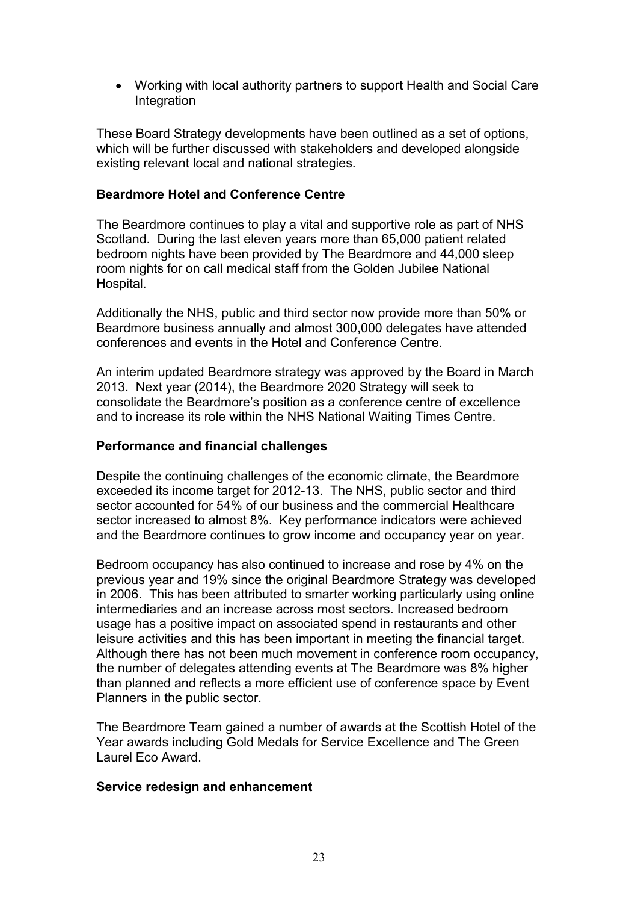- Working with local authority partners to support Health and Social Care Integration

These Board Strategy developments have been outlined as a set of options, which will be further discussed with stakeholders and developed alongside existing relevant local and national strategies.

**Beardmore Hotel and Conference Centre**

The Beardmore continues to play a vital and supportive role as part of NHS Scotland. During the last eleven years more than 65,000 patient related bedroom nights have been provided by The Beardmore and 44,000 sleep room nights for on call medical staff from the Golden Jubilee National Hospital.

Additionally the NHS, public and third sector now provide more than 50% or Beardmore business annually and almost 300,000 delegates have attended conferences and events in the Hotel and Conference Centre.

An interim updated Beardmore strategy was approved by the Board in March 2013. Next year (2014), the Beardmore 2020 Strategy will seek to consolidate the Beardmore's position as a conference centre of excellence and to increase its role within the NHS National Waiting Times Centre.

**Performance and financial challenges**

Despite the continuing challenges of the economic climate, the Beardmore exceeded its income target for 2012-13. The NHS, public sector and third sector accounted for 54% of our business and the commercial Healthcare sector increased to almost 8%. Key performance indicators were achieved and the Beardmore continues to grow income and occupancy year on year.

Bedroom occupancy has also continued to increase and rose by 4% on the previous year and 19% since the original Beardmore Strategy was developed in 2006. This has been attributed to smarter working particularly using online intermediaries and an increase across most sectors. Increased bedroom usage has a positive impact on associated spend in restaurants and other leisure activities and this has been important in meeting the financial target. Although there has not been much movement in conference room occupancy, the number of delegates attending events at The Beardmore was 8% higher than planned and reflects a more efficient use of conference space by Event Planners in the public sector.

The Beardmore Team gained a number of awards at the Scottish Hotel of the Year awards including Gold Medals for Service Excellence and The Green Laurel Eco Award.

**Service redesign and enhancement**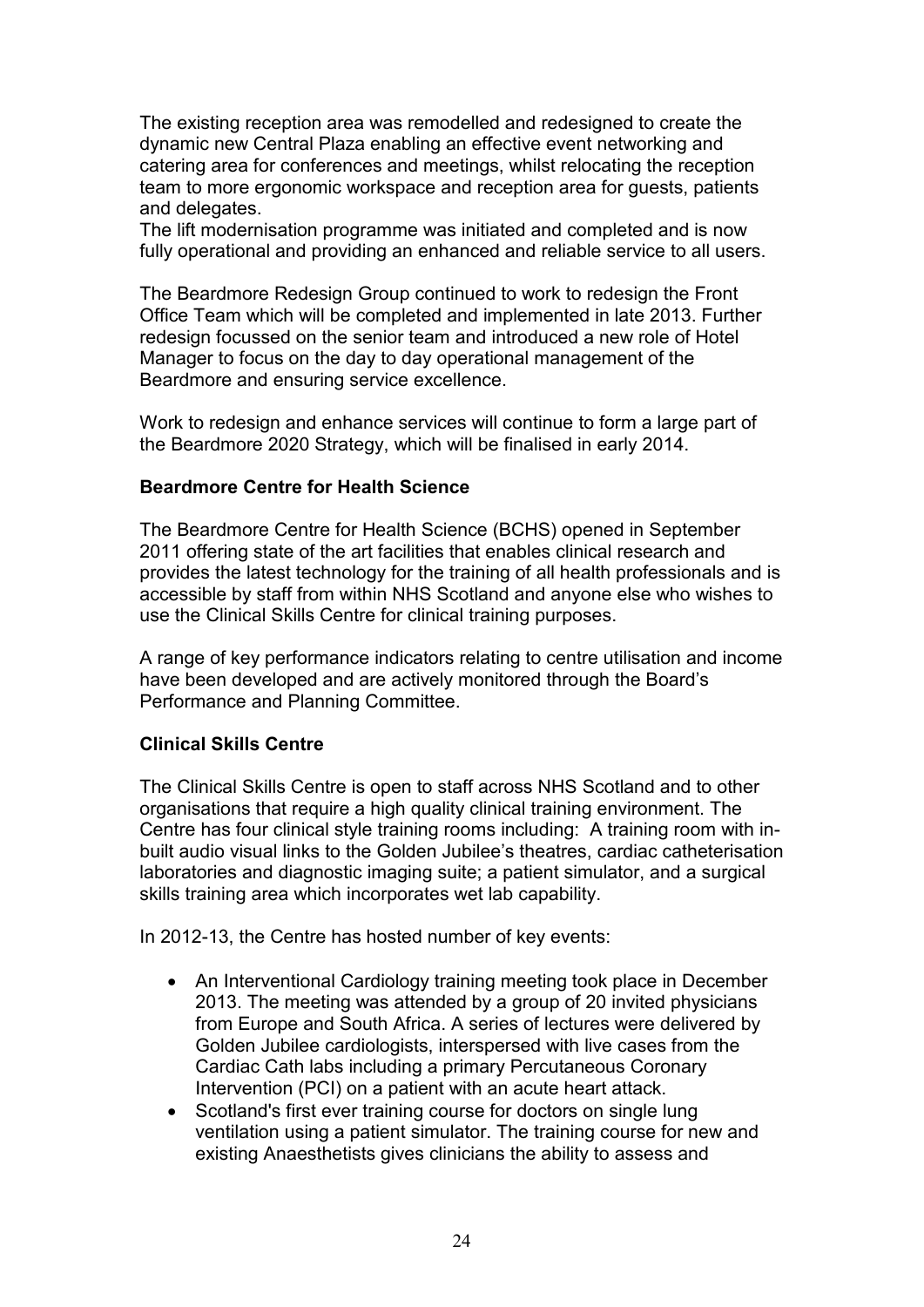The existing reception area was remodelled and redesigned to create the dynamic new Central Plaza enabling an effective event networking and catering area for conferences and meetings, whilst relocating the reception team to more ergonomic workspace and reception area for guests, patients and delegates.

The lift modernisation programme was initiated and completed and is now fully operational and providing an enhanced and reliable service to all users.

The Beardmore Redesign Group continued to work to redesign the Front Office Team which will be completed and implemented in late 2013. Further redesign focussed on the senior team and introduced a new role of Hotel Manager to focus on the day to day operational management of the Beardmore and ensuring service excellence.

Work to redesign and enhance services will continue to form a large part of the Beardmore 2020 Strategy, which will be finalised in early 2014.

**Beardmore Centre for Health Science**

The Beardmore Centre for Health Science (BCHS) opened in September 2011 offering state of the art facilities that enables clinical research and provides the latest technology for the training of all health professionals and is accessible by staff from within NHS Scotland and anyone else who wishes to use the Clinical Skills Centre for clinical training purposes.

A range of key performance indicators relating to centre utilisation and income have been developed and are actively monitored through the Board's Performance and Planning Committee.

**Clinical Skills Centre**

The Clinical Skills Centre is open to staff across NHS Scotland and to other organisations that require a high quality clinical training environment. The Centre has four clinical style training rooms including: A training room with in-built audio visual links to the Golden Jubilee's theatres, cardiac catheterisation laboratories and diagnostic imaging suite; a patient simulator, and a surgical skills training area which incorporates wet lab capability.

In 2012-13, the Centre has hosted number of key events:

- An Interventional Cardiology training meeting took place in December 2013. The meeting was attended by a group of 20 invited physicians from Europe and South Africa. A series of lectures were delivered by Golden Jubilee cardiologists, interspersed with live cases from the Cardiac Cath labs including a primary Percutaneous Coronary Intervention (PCI) on a patient with an acute heart attack.
- Scotland's first ever training course for doctors on single lung ventilation using a patient simulator. The training course for new and existing Anaesthetists gives clinicians the ability to assess and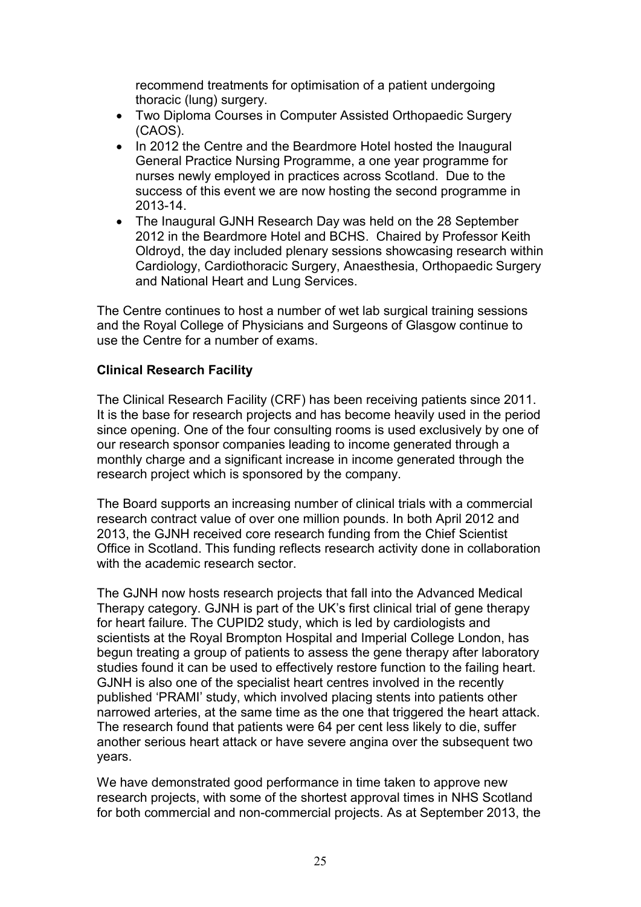recommend treatments for optimisation of a patient undergoing thoracic (lung) surgery.

- Two Diploma Courses in Computer Assisted Orthopaedic Surgery (CAOS).
- In 2012 the Centre and the Beardmore Hotel hosted the Inaugural General Practice Nursing Programme, a one year programme for nurses newly employed in practices across Scotland. Due to the success of this event we are now hosting the second programme in 2013-14.
- The Inaugural GJNH Research Day was held on the 28 September 2012 in the Beardmore Hotel and BCHS. Chaired by Professor Keith Oldroyd, the day included plenary sessions showcasing research within Cardiology, Cardiothoracic Surgery, Anaesthesia, Orthopaedic Surgery and National Heart and Lung Services.

The Centre continues to host a number of wet lab surgical training sessions and the Royal College of Physicians and Surgeons of Glasgow continue to use the Centre for a number of exams.

**Clinical Research Facility**

The Clinical Research Facility (CRF) has been receiving patients since 2011. It is the base for research projects and has become heavily used in the period since opening. One of the four consulting rooms is used exclusively by one of our research sponsor companies leading to income generated through a monthly charge and a significant increase in income generated through the research project which is sponsored by the company.

The Board supports an increasing number of clinical trials with a commercial research contract value of over one million pounds. In both April 2012 and 2013, the GJNH received core research funding from the Chief Scientist Office in Scotland. This funding reflects research activity done in collaboration with the academic research sector.

The GJNH now hosts research projects that fall into the Advanced Medical Therapy category. GJNH is part of the UK's first clinical trial of gene therapy for heart failure. The CUPID2 study, which is led by cardiologists and scientists at the Royal Brompton Hospital and Imperial College London, has begun treating a group of patients to assess the gene therapy after laboratory studies found it can be used to effectively restore function to the failing heart. GJNH is also one of the specialist heart centres involved in the recently published 'PRAMI' study, which involved placing stents into patients other narrowed arteries, at the same time as the one that triggered the heart attack. The research found that patients were 64 per cent less likely to die, suffer another serious heart attack or have severe angina over the subsequent two years.

We have demonstrated good performance in time taken to approve new research projects, with some of the shortest approval times in NHS Scotland for both commercial and non-commercial projects. As at September 2013, the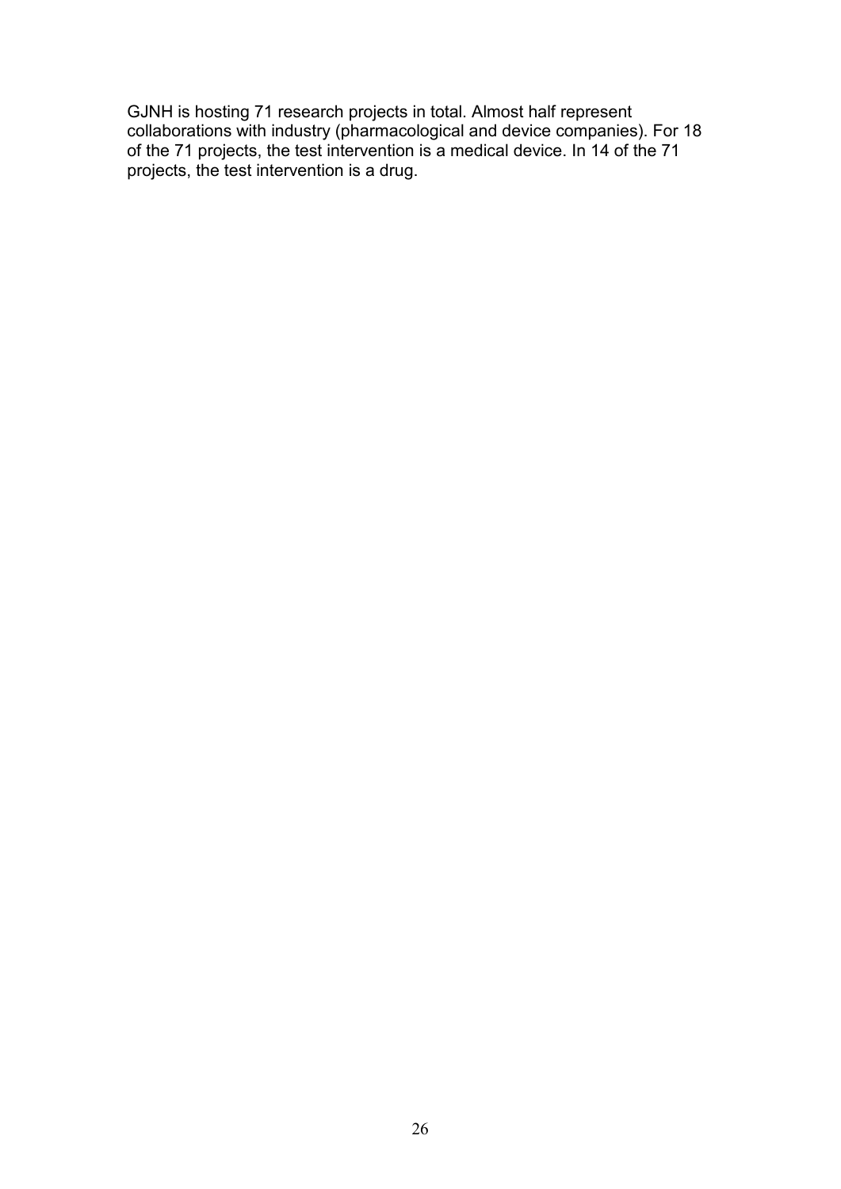GJNH is hosting 71 research projects in total. Almost half represent collaborations with industry (pharmacological and device companies). For 18 of the 71 projects, the test intervention is a medical device. In 14 of the 71 projects, the test intervention is a drug.